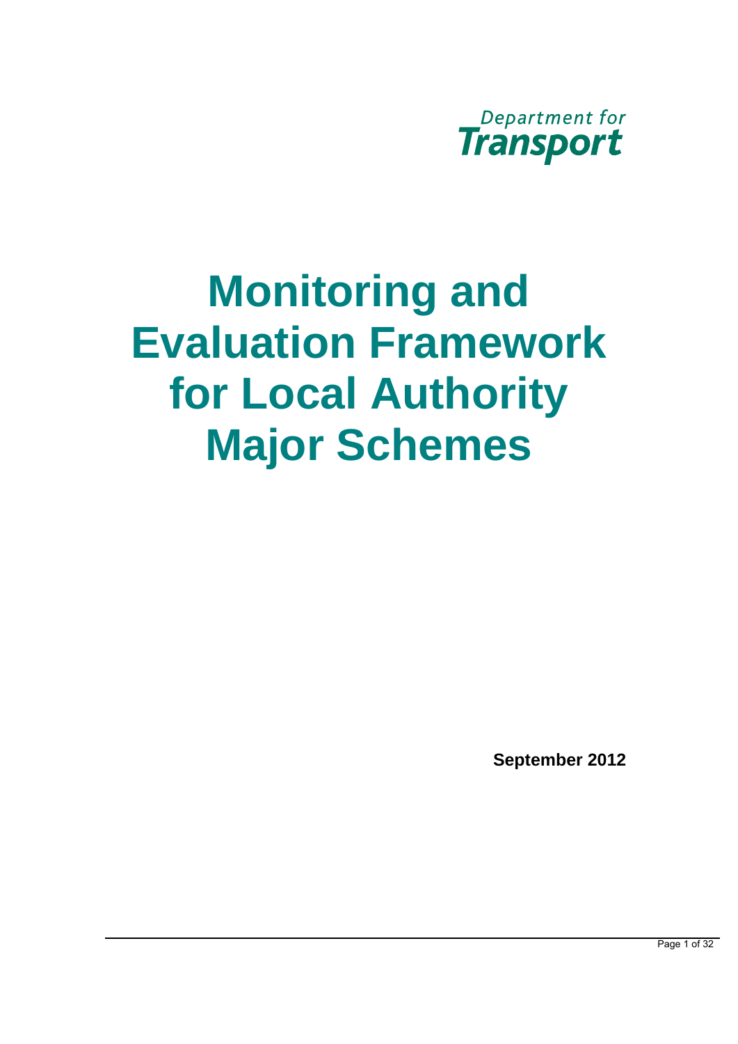Department for Transport

# Monitoring and Evaluation Framework for Local Authority Major Schemes

**September 2012**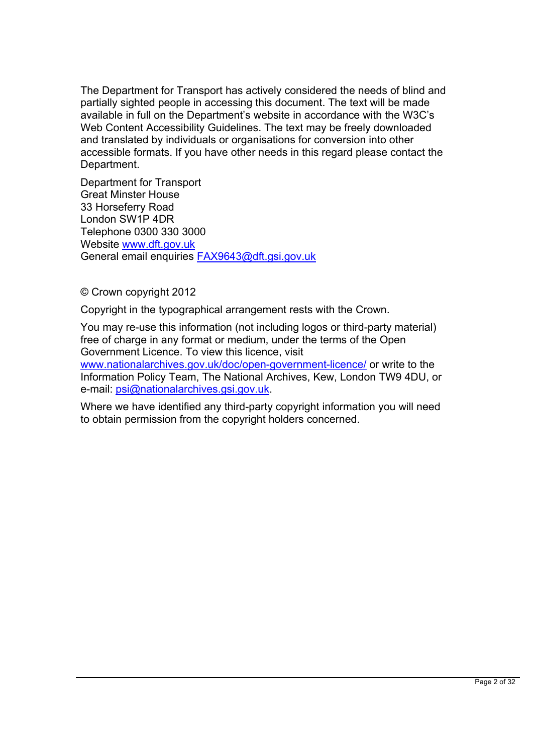The Department for Transport has actively considered the needs of blind and partially sighted people in accessing this document. The text will be made available in full on the Department's website in accordance with the W3C's Web Content Accessibility Guidelines. The text may be freely downloaded and translated by individuals or organisations for conversion into other accessible formats. If you have other needs in this regard please contact the Department.

Department for Transport  
Great Minster House  
33 Horseferry Road  
London SW1P 4DR  
Telephone 0300 330 3000  
Website www.dft.gov.uk  
General email enquiries FAX9643@dft.gsi.gov.uk

© Crown copyright 2012

Copyright in the typographical arrangement rests with the Crown.

You may re-use this information (not including logos or third-party material) free of charge in any format or medium, under the terms of the Open Government Licence. To view this licence, visit www.nationalarchives.gov.uk/doc/open-government-licence/ or write to the Information Policy Team, The National Archives, Kew, London TW9 4DU, or e-mail: psi@nationalarchives.gsi.gov.uk.

Where we have identified any third-party copyright information you will need to obtain permission from the copyright holders concerned.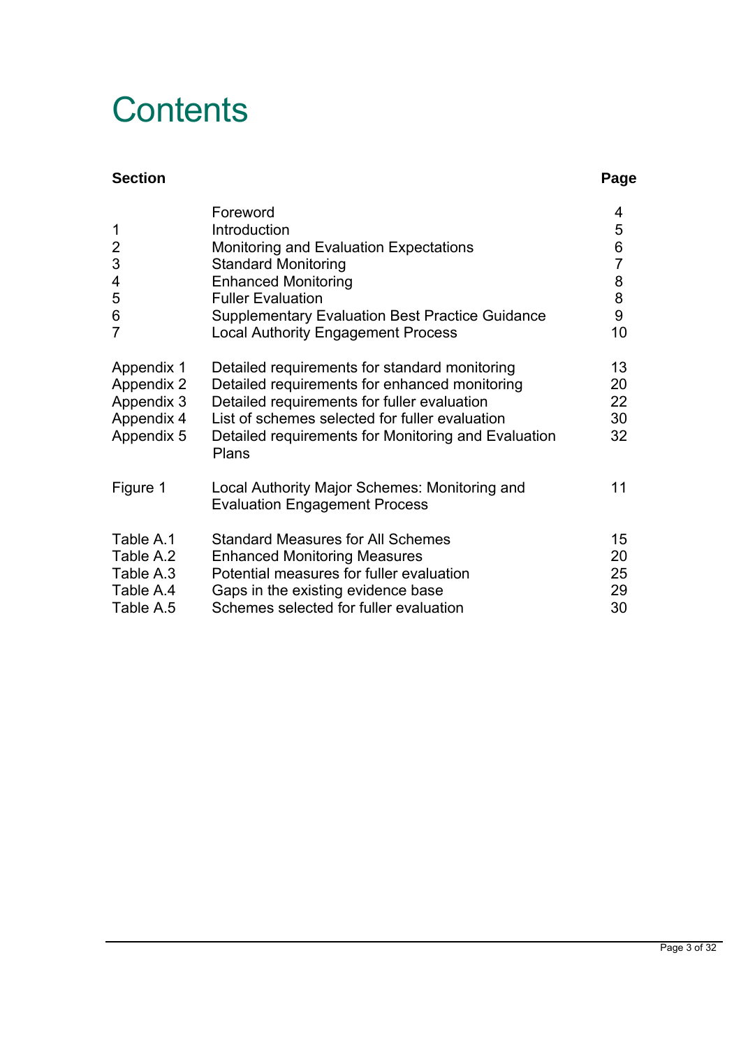# Contents

| Section | | Page |
|---|---|---|
| | Foreword | 4 |
| 1 | Introduction | 5 |
| 2 | Monitoring and Evaluation Expectations | 6 |
| 3 | Standard Monitoring | 7 |
| 4 | Enhanced Monitoring | 8 |
| 5 | Fuller Evaluation | 8 |
| 6 | Supplementary Evaluation Best Practice Guidance | 9 |
| 7 | Local Authority Engagement Process | 10 |
| Appendix 1 | Detailed requirements for standard monitoring | 13 |
| Appendix 2 | Detailed requirements for enhanced monitoring | 20 |
| Appendix 3 | Detailed requirements for fuller evaluation | 22 |
| Appendix 4 | List of schemes selected for fuller evaluation | 30 |
| Appendix 5 | Detailed requirements for Monitoring and Evaluation Plans | 32 |
| Figure 1 | Local Authority Major Schemes: Monitoring and Evaluation Engagement Process | 11 |
| Table A.1 | Standard Measures for All Schemes | 15 |
| Table A.2 | Enhanced Monitoring Measures | 20 |
| Table A.3 | Potential measures for fuller evaluation | 25 |
| Table A.4 | Gaps in the existing evidence base | 29 |
| Table A.5 | Schemes selected for fuller evaluation | 30 |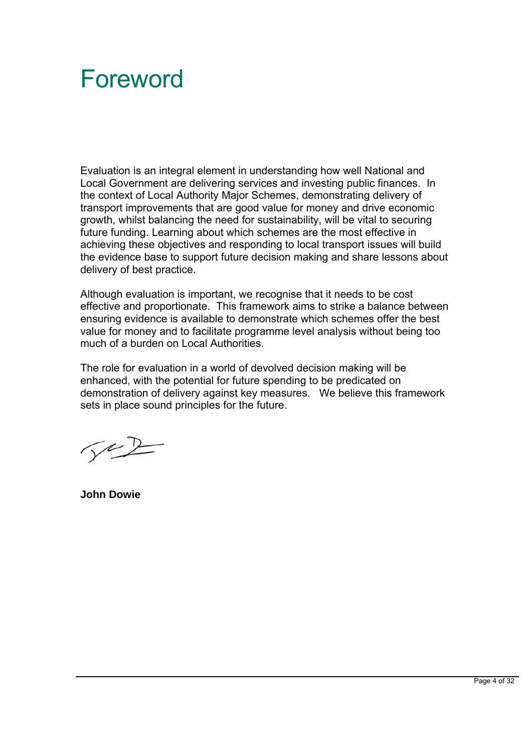# Foreword

Evaluation is an integral element in understanding how well National and Local Government are delivering services and investing public finances. In the context of Local Authority Major Schemes, demonstrating delivery of transport improvements that are good value for money and drive economic growth, whilst balancing the need for sustainability, will be vital to securing future funding. Learning about which schemes are the most effective in achieving these objectives and responding to local transport issues will build the evidence base to support future decision making and share lessons about delivery of best practice.

Although evaluation is important, we recognise that it needs to be cost effective and proportionate. This framework aims to strike a balance between ensuring evidence is available to demonstrate which schemes offer the best value for money and to facilitate programme level analysis without being too much of a burden on Local Authorities.

The role for evaluation in a world of devolved decision making will be enhanced, with the potential for future spending to be predicated on demonstration of delivery against key measures. We believe this framework sets in place sound principles for the future.

**John Dowie**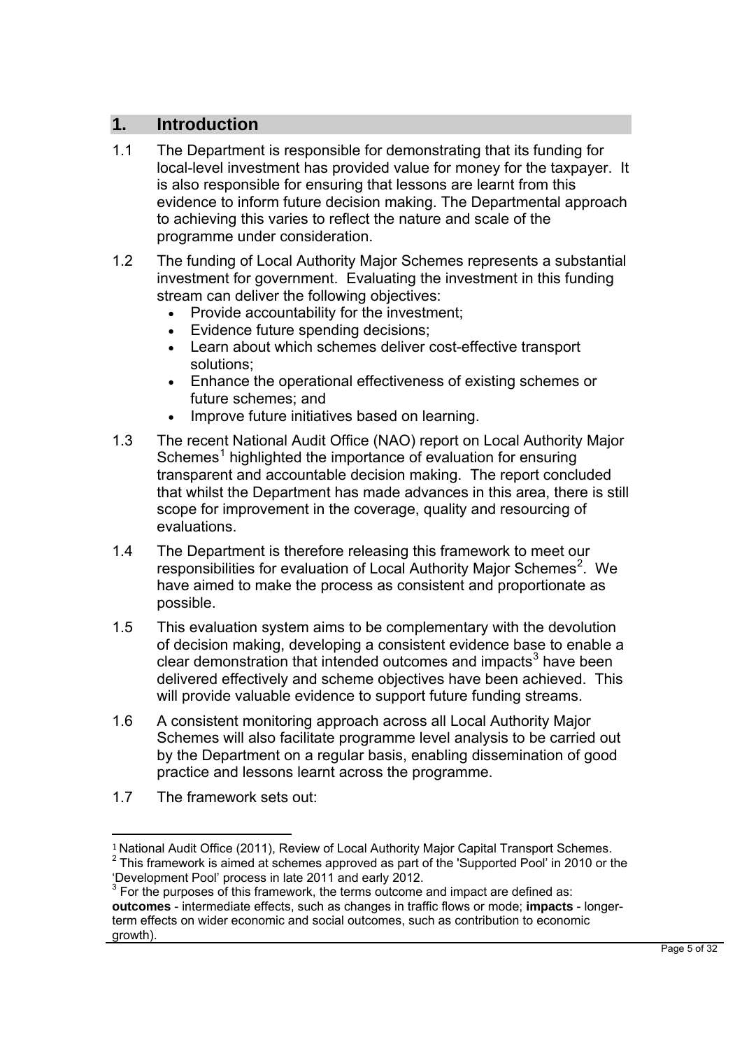## 1. Introduction

1.1 The Department is responsible for demonstrating that its funding for local-level investment has provided value for money for the taxpayer. It is also responsible for ensuring that lessons are learnt from this evidence to inform future decision making. The Departmental approach to achieving this varies to reflect the nature and scale of the programme under consideration.

1.2 The funding of Local Authority Major Schemes represents a substantial investment for government. Evaluating the investment in this funding stream can deliver the following objectives:

- Provide accountability for the investment;
- Evidence future spending decisions;
- Learn about which schemes deliver cost-effective transport solutions;
- Enhance the operational effectiveness of existing schemes or future schemes; and
- Improve future initiatives based on learning.

1.3 The recent National Audit Office (NAO) report on Local Authority Major Schemes[1] highlighted the importance of evaluation for ensuring transparent and accountable decision making. The report concluded that whilst the Department has made advances in this area, there is still scope for improvement in the coverage, quality and resourcing of evaluations.

1.4 The Department is therefore releasing this framework to meet our responsibilities for evaluation of Local Authority Major Schemes[2]. We have aimed to make the process as consistent and proportionate as possible.

1.5 This evaluation system aims to be complementary with the devolution of decision making, developing a consistent evidence base to enable a clear demonstration that intended outcomes and impacts[3] have been delivered effectively and scheme objectives have been achieved. This will provide valuable evidence to support future funding streams.

1.6 A consistent monitoring approach across all Local Authority Major Schemes will also facilitate programme level analysis to be carried out by the Department on a regular basis, enabling dissemination of good practice and lessons learnt across the programme.

1.7 The framework sets out:

---

[1] National Audit Office (2011), Review of Local Authority Major Capital Transport Schemes.

[2] This framework is aimed at schemes approved as part of the 'Supported Pool' in 2010 or the 'Development Pool' process in late 2011 and early 2012.

[3] For the purposes of this framework, the terms outcome and impact are defined as: **outcomes** - intermediate effects, such as changes in traffic flows or mode; **impacts** - longer-term effects on wider economic and social outcomes, such as contribution to economic growth).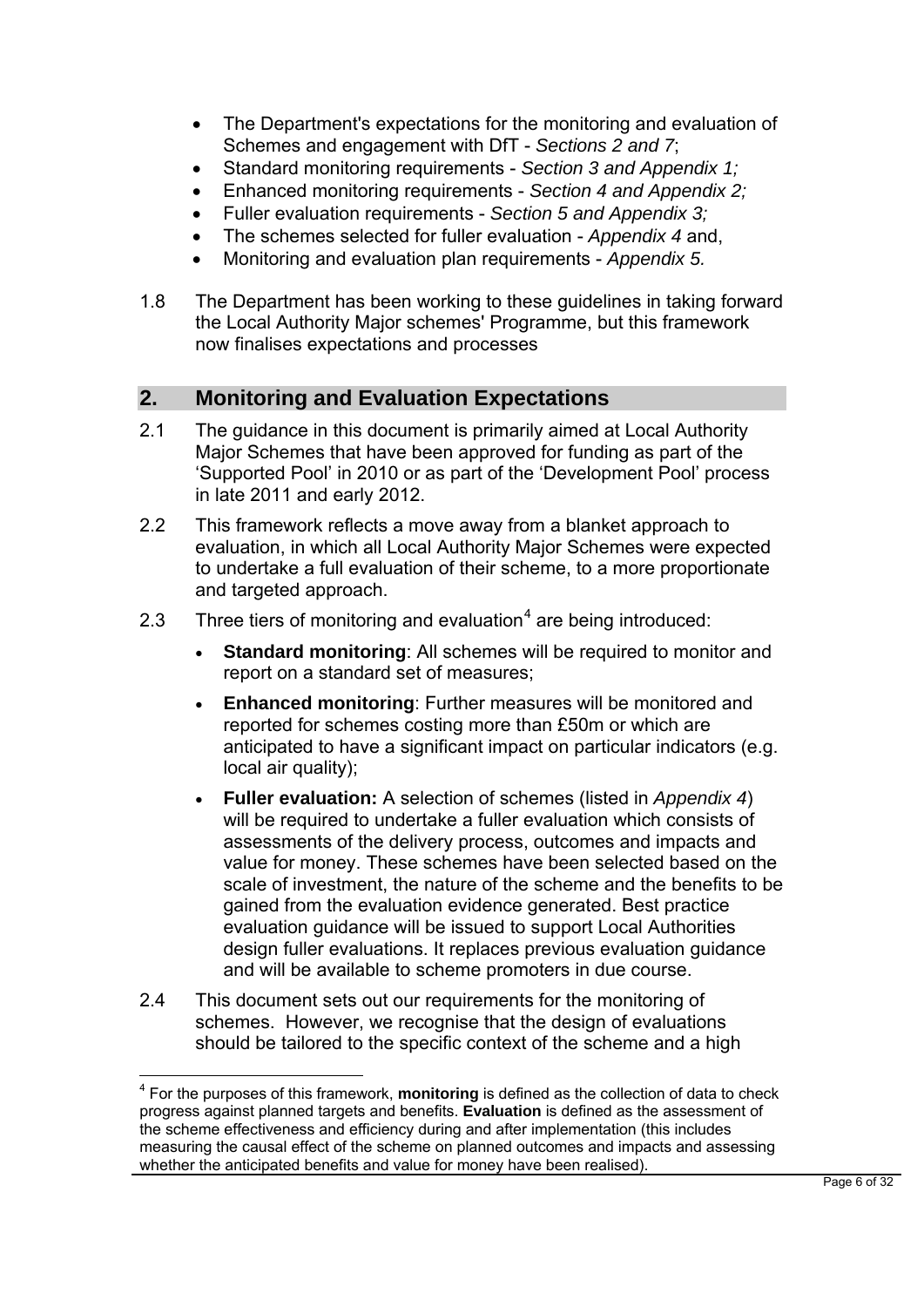- The Department's expectations for the monitoring and evaluation of Schemes and engagement with DfT - *Sections 2 and 7*;
- Standard monitoring requirements - *Section 3 and Appendix 1;*
- Enhanced monitoring requirements - *Section 4 and Appendix 2;*
- Fuller evaluation requirements - *Section 5 and Appendix 3;*
- The schemes selected for fuller evaluation - *Appendix 4* and,
- Monitoring and evaluation plan requirements - *Appendix 5.*

1.8 The Department has been working to these guidelines in taking forward the Local Authority Major schemes' Programme, but this framework now finalises expectations and processes

## 2. Monitoring and Evaluation Expectations

2.1 The guidance in this document is primarily aimed at Local Authority Major Schemes that have been approved for funding as part of the 'Supported Pool' in 2010 or as part of the 'Development Pool' process in late 2011 and early 2012.

2.2 This framework reflects a move away from a blanket approach to evaluation, in which all Local Authority Major Schemes were expected to undertake a full evaluation of their scheme, to a more proportionate and targeted approach.

2.3 Three tiers of monitoring and evaluation[4] are being introduced:

- **Standard monitoring**: All schemes will be required to monitor and report on a standard set of measures;
- **Enhanced monitoring**: Further measures will be monitored and reported for schemes costing more than £50m or which are anticipated to have a significant impact on particular indicators (e.g. local air quality);
- **Fuller evaluation:** A selection of schemes (listed in *Appendix 4*) will be required to undertake a fuller evaluation which consists of assessments of the delivery process, outcomes and impacts and value for money. These schemes have been selected based on the scale of investment, the nature of the scheme and the benefits to be gained from the evaluation evidence generated. Best practice evaluation guidance will be issued to support Local Authorities design fuller evaluations. It replaces previous evaluation guidance and will be available to scheme promoters in due course.

2.4 This document sets out our requirements for the monitoring of schemes. However, we recognise that the design of evaluations should be tailored to the specific context of the scheme and a high

[4] For the purposes of this framework, **monitoring** is defined as the collection of data to check progress against planned targets and benefits. **Evaluation** is defined as the assessment of the scheme effectiveness and efficiency during and after implementation (this includes measuring the causal effect of the scheme on planned outcomes and impacts and assessing whether the anticipated benefits and value for money have been realised).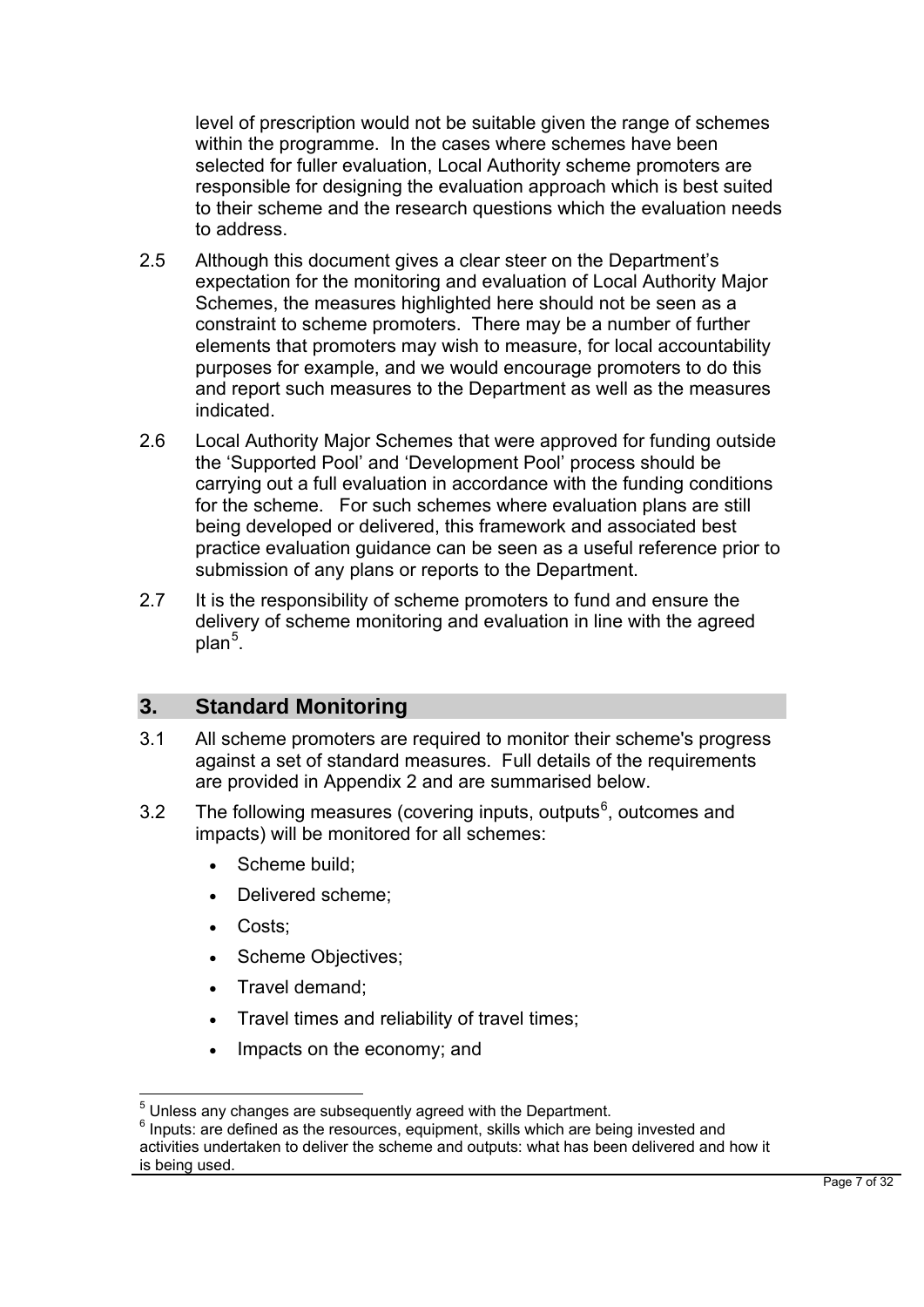level of prescription would not be suitable given the range of schemes within the programme. In the cases where schemes have been selected for fuller evaluation, Local Authority scheme promoters are responsible for designing the evaluation approach which is best suited to their scheme and the research questions which the evaluation needs to address.

2.5 Although this document gives a clear steer on the Department's expectation for the monitoring and evaluation of Local Authority Major Schemes, the measures highlighted here should not be seen as a constraint to scheme promoters. There may be a number of further elements that promoters may wish to measure, for local accountability purposes for example, and we would encourage promoters to do this and report such measures to the Department as well as the measures indicated.

2.6 Local Authority Major Schemes that were approved for funding outside the 'Supported Pool' and 'Development Pool' process should be carrying out a full evaluation in accordance with the funding conditions for the scheme. For such schemes where evaluation plans are still being developed or delivered, this framework and associated best practice evaluation guidance can be seen as a useful reference prior to submission of any plans or reports to the Department.

2.7 It is the responsibility of scheme promoters to fund and ensure the delivery of scheme monitoring and evaluation in line with the agreed plan[5].

## 3. Standard Monitoring

3.1 All scheme promoters are required to monitor their scheme's progress against a set of standard measures. Full details of the requirements are provided in Appendix 2 and are summarised below.

3.2 The following measures (covering inputs, outputs[6], outcomes and impacts) will be monitored for all schemes:

- Scheme build;
- Delivered scheme;
- Costs;
- Scheme Objectives;
- Travel demand;
- Travel times and reliability of travel times;
- Impacts on the economy; and

[5] Unless any changes are subsequently agreed with the Department.

[6] Inputs: are defined as the resources, equipment, skills which are being invested and activities undertaken to deliver the scheme and outputs: what has been delivered and how it is being used.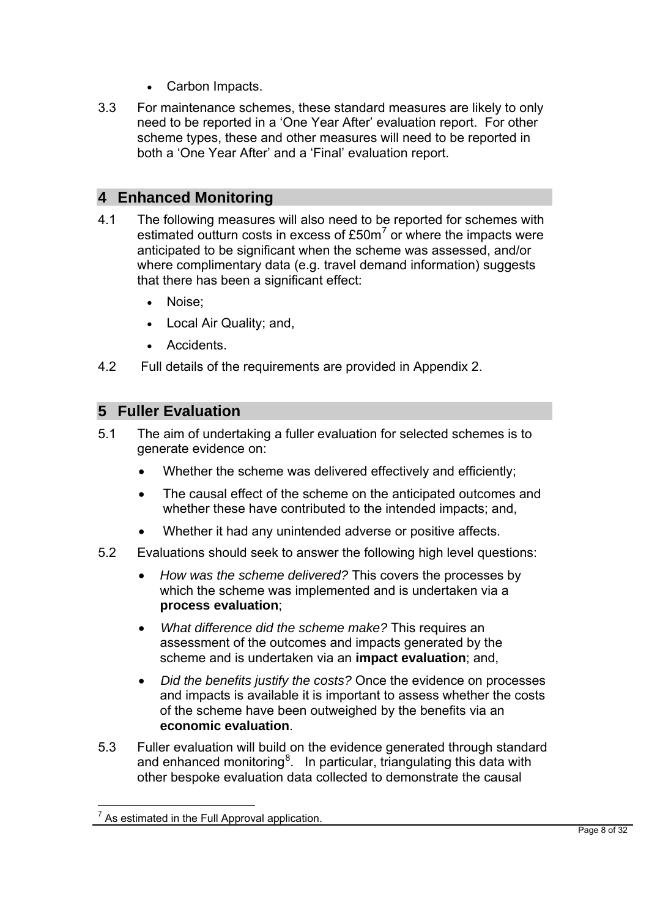- Carbon Impacts.

3.3 For maintenance schemes, these standard measures are likely to only need to be reported in a 'One Year After' evaluation report. For other scheme types, these and other measures will need to be reported in both a 'One Year After' and a 'Final' evaluation report.

## 4 Enhanced Monitoring

4.1 The following measures will also need to be reported for schemes with estimated outturn costs in excess of £50m[7] or where the impacts were anticipated to be significant when the scheme was assessed, and/or where complimentary data (e.g. travel demand information) suggests that there has been a significant effect:

- Noise;
- Local Air Quality; and,
- Accidents.

4.2 Full details of the requirements are provided in Appendix 2.

## 5 Fuller Evaluation

5.1 The aim of undertaking a fuller evaluation for selected schemes is to generate evidence on:

- Whether the scheme was delivered effectively and efficiently;
- The causal effect of the scheme on the anticipated outcomes and whether these have contributed to the intended impacts; and,
- Whether it had any unintended adverse or positive affects.

5.2 Evaluations should seek to answer the following high level questions:

- *How was the scheme delivered?* This covers the processes by which the scheme was implemented and is undertaken via a **process evaluation**;
- *What difference did the scheme make?* This requires an assessment of the outcomes and impacts generated by the scheme and is undertaken via an **impact evaluation**; and,
- *Did the benefits justify the costs?* Once the evidence on processes and impacts is available it is important to assess whether the costs of the scheme have been outweighed by the benefits via an **economic evaluation**.

5.3 Fuller evaluation will build on the evidence generated through standard and enhanced monitoring[8]. In particular, triangulating this data with other bespoke evaluation data collected to demonstrate the causal

[7] As estimated in the Full Approval application.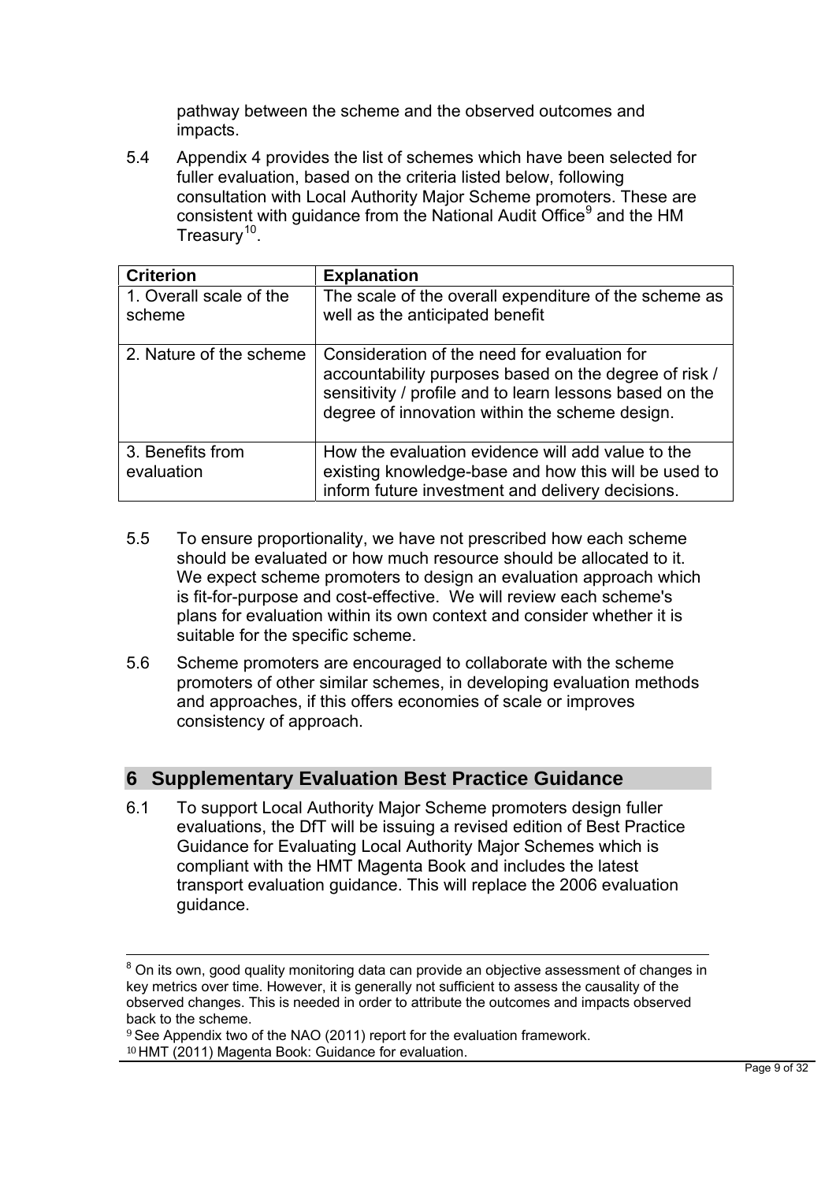pathway between the scheme and the observed outcomes and impacts.

5.4 Appendix 4 provides the list of schemes which have been selected for fuller evaluation, based on the criteria listed below, following consultation with Local Authority Major Scheme promoters. These are consistent with guidance from the National Audit Office[9] and the HM Treasury[10].

| Criterion | Explanation |
|---|---|
| 1. Overall scale of the scheme | The scale of the overall expenditure of the scheme as well as the anticipated benefit |
| 2. Nature of the scheme | Consideration of the need for evaluation for accountability purposes based on the degree of risk / sensitivity / profile and to learn lessons based on the degree of innovation within the scheme design. |
| 3. Benefits from evaluation | How the evaluation evidence will add value to the existing knowledge-base and how this will be used to inform future investment and delivery decisions. |

5.5 To ensure proportionality, we have not prescribed how each scheme should be evaluated or how much resource should be allocated to it. We expect scheme promoters to design an evaluation approach which is fit-for-purpose and cost-effective. We will review each scheme's plans for evaluation within its own context and consider whether it is suitable for the specific scheme.

5.6 Scheme promoters are encouraged to collaborate with the scheme promoters of other similar schemes, in developing evaluation methods and approaches, if this offers economies of scale or improves consistency of approach.

## 6 Supplementary Evaluation Best Practice Guidance

6.1 To support Local Authority Major Scheme promoters design fuller evaluations, the DfT will be issuing a revised edition of Best Practice Guidance for Evaluating Local Authority Major Schemes which is compliant with the HMT Magenta Book and includes the latest transport evaluation guidance. This will replace the 2006 evaluation guidance.

---

[8] On its own, good quality monitoring data can provide an objective assessment of changes in key metrics over time. However, it is generally not sufficient to assess the causality of the observed changes. This is needed in order to attribute the outcomes and impacts observed back to the scheme.

[9] See Appendix two of the NAO (2011) report for the evaluation framework.

[10] HMT (2011) Magenta Book: Guidance for evaluation.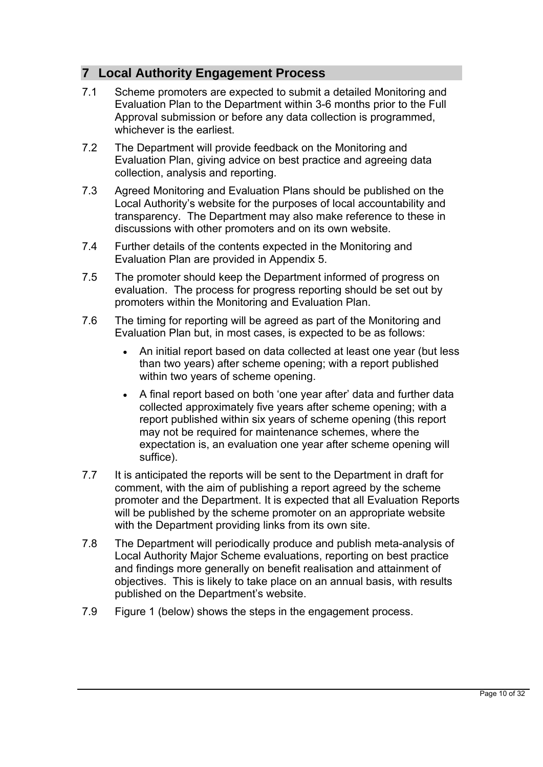## 7 Local Authority Engagement Process

7.1 Scheme promoters are expected to submit a detailed Monitoring and Evaluation Plan to the Department within 3-6 months prior to the Full Approval submission or before any data collection is programmed, whichever is the earliest.

7.2 The Department will provide feedback on the Monitoring and Evaluation Plan, giving advice on best practice and agreeing data collection, analysis and reporting.

7.3 Agreed Monitoring and Evaluation Plans should be published on the Local Authority's website for the purposes of local accountability and transparency. The Department may also make reference to these in discussions with other promoters and on its own website.

7.4 Further details of the contents expected in the Monitoring and Evaluation Plan are provided in Appendix 5.

7.5 The promoter should keep the Department informed of progress on evaluation. The process for progress reporting should be set out by promoters within the Monitoring and Evaluation Plan.

7.6 The timing for reporting will be agreed as part of the Monitoring and Evaluation Plan but, in most cases, is expected to be as follows:

- An initial report based on data collected at least one year (but less than two years) after scheme opening; with a report published within two years of scheme opening.
- A final report based on both 'one year after' data and further data collected approximately five years after scheme opening; with a report published within six years of scheme opening (this report may not be required for maintenance schemes, where the expectation is, an evaluation one year after scheme opening will suffice).

7.7 It is anticipated the reports will be sent to the Department in draft for comment, with the aim of publishing a report agreed by the scheme promoter and the Department. It is expected that all Evaluation Reports will be published by the scheme promoter on an appropriate website with the Department providing links from its own site.

7.8 The Department will periodically produce and publish meta-analysis of Local Authority Major Scheme evaluations, reporting on best practice and findings more generally on benefit realisation and attainment of objectives. This is likely to take place on an annual basis, with results published on the Department's website.

7.9 Figure 1 (below) shows the steps in the engagement process.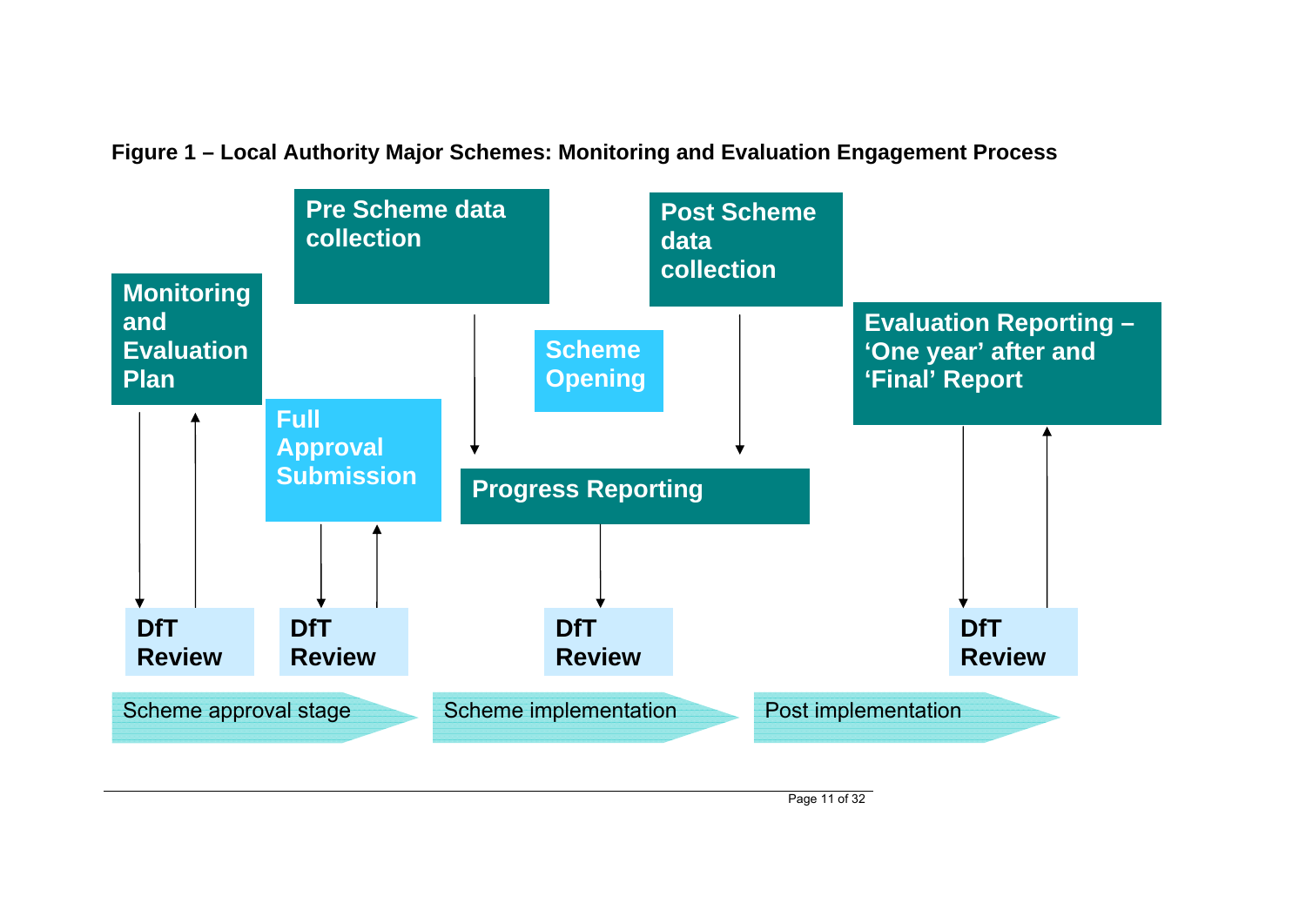**Figure 1 – Local Authority Major Schemes: Monitoring and Evaluation Engagement Process**

Monitoring and Evaluation Plan

Pre Scheme data collection

Full Approval Submission

Scheme Opening

Post Scheme data collection

Progress Reporting

Evaluation Reporting – ‘One year’ after and ‘Final’ Report

DfT Review

DfT Review

DfT Review

DfT Review

Scheme approval stage

Scheme implementation

Post implementation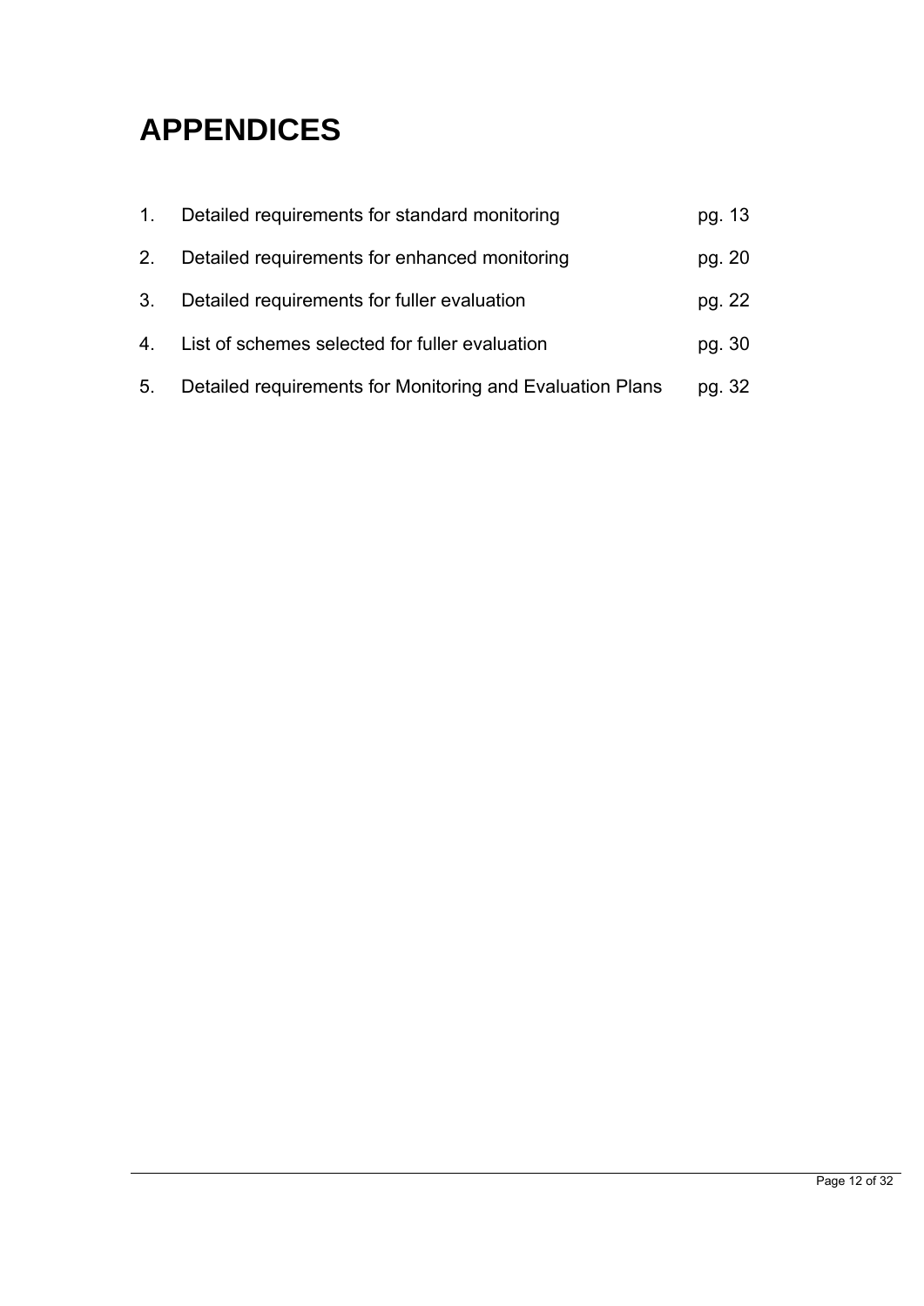# APPENDICES

| | | |
|---|---|---|
| 1. | Detailed requirements for standard monitoring | pg. 13 |
| 2. | Detailed requirements for enhanced monitoring | pg. 20 |
| 3. | Detailed requirements for fuller evaluation | pg. 22 |
| 4. | List of schemes selected for fuller evaluation | pg. 30 |
| 5. | Detailed requirements for Monitoring and Evaluation Plans | pg. 32 |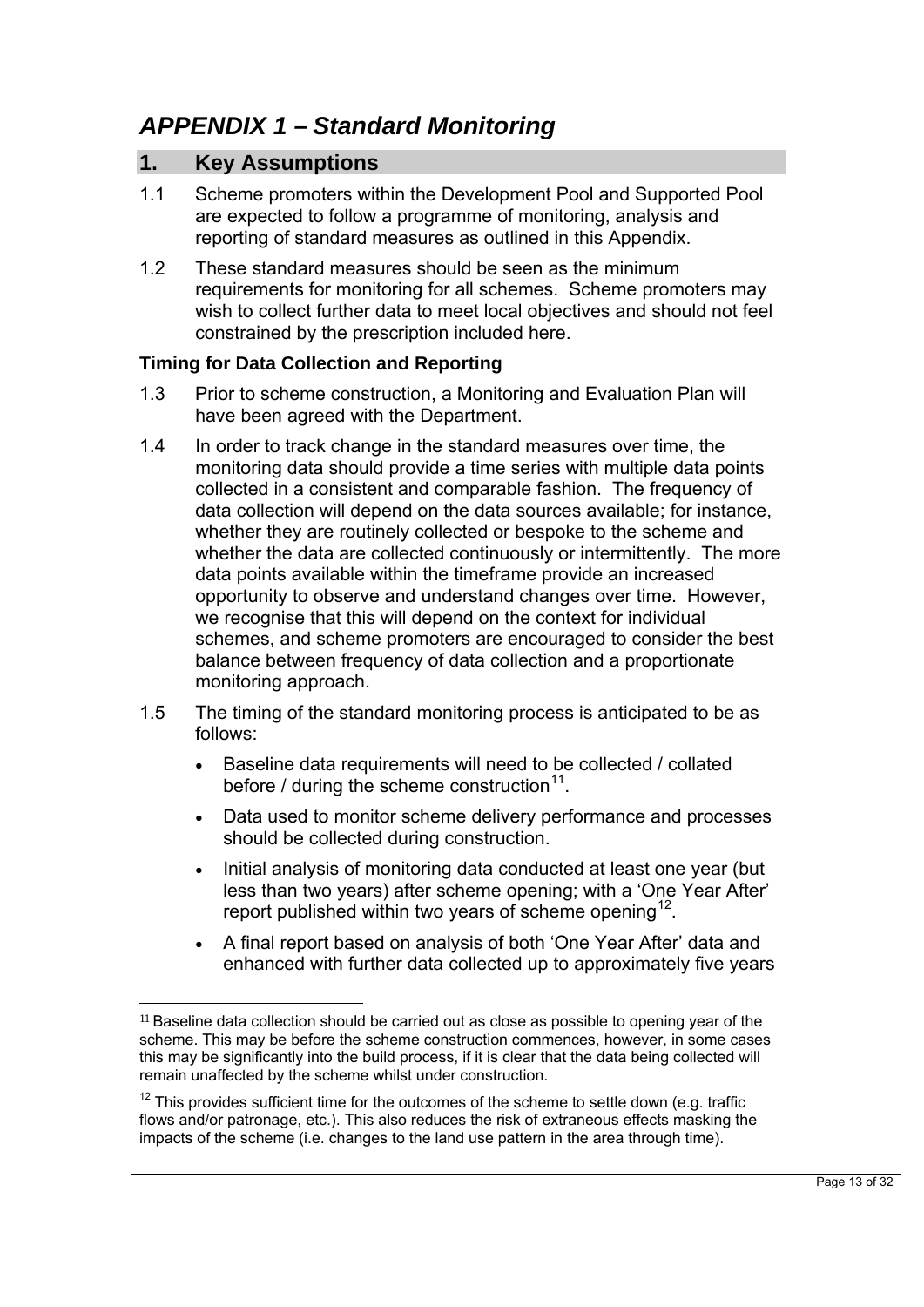# *APPENDIX 1 – Standard Monitoring*

## 1. Key Assumptions

1.1 Scheme promoters within the Development Pool and Supported Pool are expected to follow a programme of monitoring, analysis and reporting of standard measures as outlined in this Appendix.

1.2 These standard measures should be seen as the minimum requirements for monitoring for all schemes. Scheme promoters may wish to collect further data to meet local objectives and should not feel constrained by the prescription included here.

### Timing for Data Collection and Reporting

1.3 Prior to scheme construction, a Monitoring and Evaluation Plan will have been agreed with the Department.

1.4 In order to track change in the standard measures over time, the monitoring data should provide a time series with multiple data points collected in a consistent and comparable fashion. The frequency of data collection will depend on the data sources available; for instance, whether they are routinely collected or bespoke to the scheme and whether the data are collected continuously or intermittently. The more data points available within the timeframe provide an increased opportunity to observe and understand changes over time. However, we recognise that this will depend on the context for individual schemes, and scheme promoters are encouraged to consider the best balance between frequency of data collection and a proportionate monitoring approach.

1.5 The timing of the standard monitoring process is anticipated to be as follows:

- Baseline data requirements will need to be collected / collated before / during the scheme construction[11].
- Data used to monitor scheme delivery performance and processes should be collected during construction.
- Initial analysis of monitoring data conducted at least one year (but less than two years) after scheme opening; with a 'One Year After' report published within two years of scheme opening[12].
- A final report based on analysis of both 'One Year After' data and enhanced with further data collected up to approximately five years

---

[11] Baseline data collection should be carried out as close as possible to opening year of the scheme. This may be before the scheme construction commences, however, in some cases this may be significantly into the build process, if it is clear that the data being collected will remain unaffected by the scheme whilst under construction.

[12] This provides sufficient time for the outcomes of the scheme to settle down (e.g. traffic flows and/or patronage, etc.). This also reduces the risk of extraneous effects masking the impacts of the scheme (i.e. changes to the land use pattern in the area through time).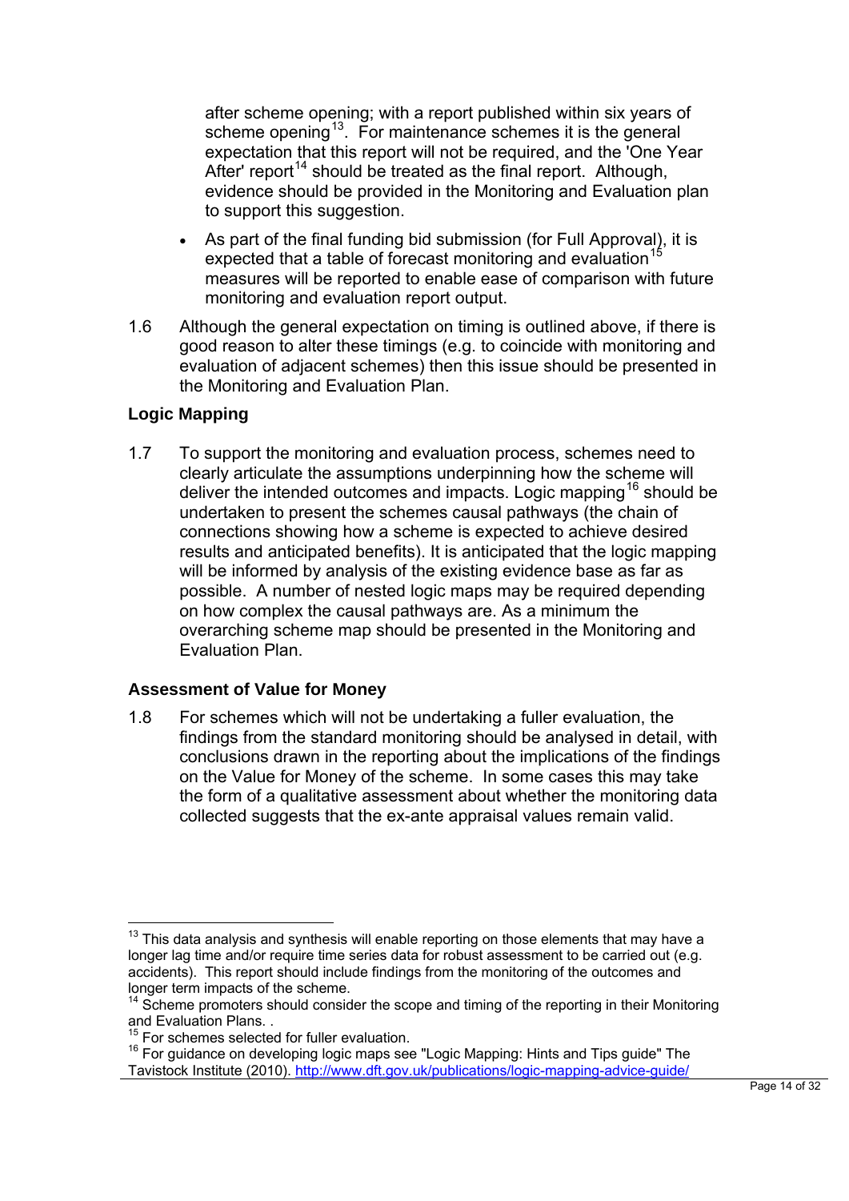after scheme opening; with a report published within six years of scheme opening[13]. For maintenance schemes it is the general expectation that this report will not be required, and the 'One Year After' report[14] should be treated as the final report. Although, evidence should be provided in the Monitoring and Evaluation plan to support this suggestion.

- As part of the final funding bid submission (for Full Approval), it is expected that a table of forecast monitoring and evaluation[15] measures will be reported to enable ease of comparison with future monitoring and evaluation report output.

1.6 Although the general expectation on timing is outlined above, if there is good reason to alter these timings (e.g. to coincide with monitoring and evaluation of adjacent schemes) then this issue should be presented in the Monitoring and Evaluation Plan.

### Logic Mapping

1.7 To support the monitoring and evaluation process, schemes need to clearly articulate the assumptions underpinning how the scheme will deliver the intended outcomes and impacts. Logic mapping[16] should be undertaken to present the schemes causal pathways (the chain of connections showing how a scheme is expected to achieve desired results and anticipated benefits). It is anticipated that the logic mapping will be informed by analysis of the existing evidence base as far as possible. A number of nested logic maps may be required depending on how complex the causal pathways are. As a minimum the overarching scheme map should be presented in the Monitoring and Evaluation Plan.

### Assessment of Value for Money

1.8 For schemes which will not be undertaking a fuller evaluation, the findings from the standard monitoring should be analysed in detail, with conclusions drawn in the reporting about the implications of the findings on the Value for Money of the scheme. In some cases this may take the form of a qualitative assessment about whether the monitoring data collected suggests that the ex-ante appraisal values remain valid.

---

[13] This data analysis and synthesis will enable reporting on those elements that may have a longer lag time and/or require time series data for robust assessment to be carried out (e.g. accidents). This report should include findings from the monitoring of the outcomes and longer term impacts of the scheme.

[14] Scheme promoters should consider the scope and timing of the reporting in their Monitoring and Evaluation Plans. .

[15] For schemes selected for fuller evaluation.

[16] For guidance on developing logic maps see "Logic Mapping: Hints and Tips guide" The Tavistock Institute (2010). http://www.dft.gov.uk/publications/logic-mapping-advice-guide/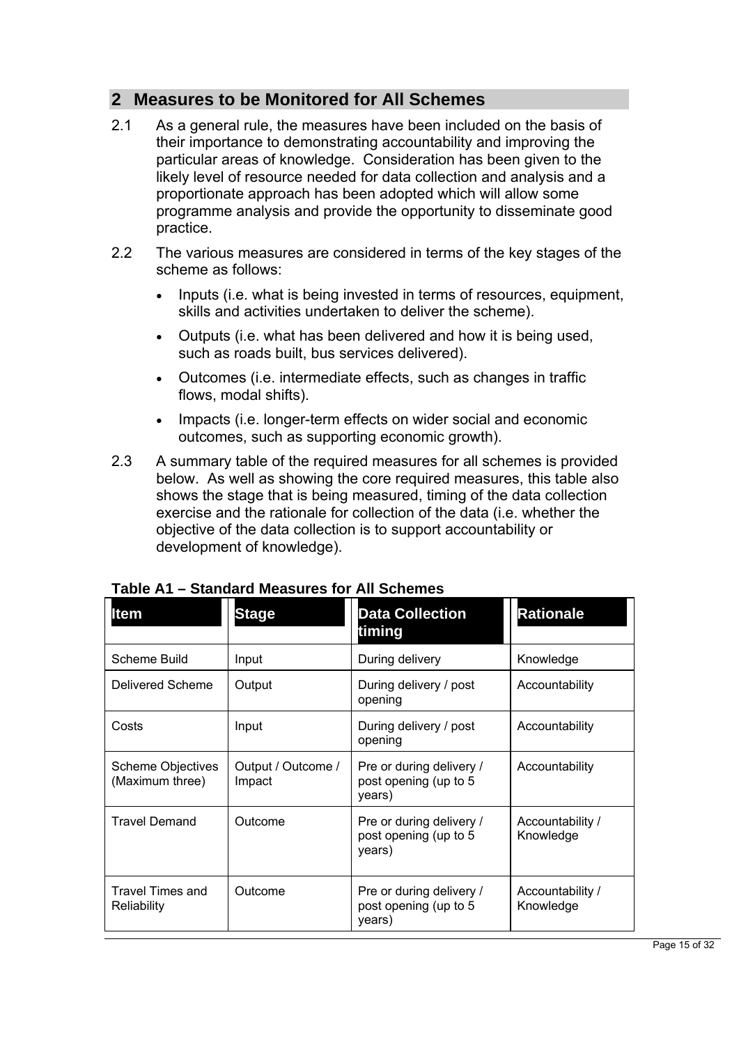## 2 Measures to be Monitored for All Schemes

2.1 As a general rule, the measures have been included on the basis of their importance to demonstrating accountability and improving the particular areas of knowledge. Consideration has been given to the likely level of resource needed for data collection and analysis and a proportionate approach has been adopted which will allow some programme analysis and provide the opportunity to disseminate good practice.

2.2 The various measures are considered in terms of the key stages of the scheme as follows:

- Inputs (i.e. what is being invested in terms of resources, equipment, skills and activities undertaken to deliver the scheme).
- Outputs (i.e. what has been delivered and how it is being used, such as roads built, bus services delivered).
- Outcomes (i.e. intermediate effects, such as changes in traffic flows, modal shifts).
- Impacts (i.e. longer-term effects on wider social and economic outcomes, such as supporting economic growth).

2.3 A summary table of the required measures for all schemes is provided below. As well as showing the core required measures, this table also shows the stage that is being measured, timing of the data collection exercise and the rationale for collection of the data (i.e. whether the objective of the data collection is to support accountability or development of knowledge).

**Table A1 – Standard Measures for All Schemes**

| Item | Stage | Data Collection timing | Rationale |
|---|---|---|---|
| Scheme Build | Input | During delivery | Knowledge |
| Delivered Scheme | Output | During delivery / post opening | Accountability |
| Costs | Input | During delivery / post opening | Accountability |
| Scheme Objectives (Maximum three) | Output / Outcome / Impact | Pre or during delivery / post opening (up to 5 years) | Accountability |
| Travel Demand | Outcome | Pre or during delivery / post opening (up to 5 years) | Accountability / Knowledge |
| Travel Times and Reliability | Outcome | Pre or during delivery / post opening (up to 5 years) | Accountability / Knowledge |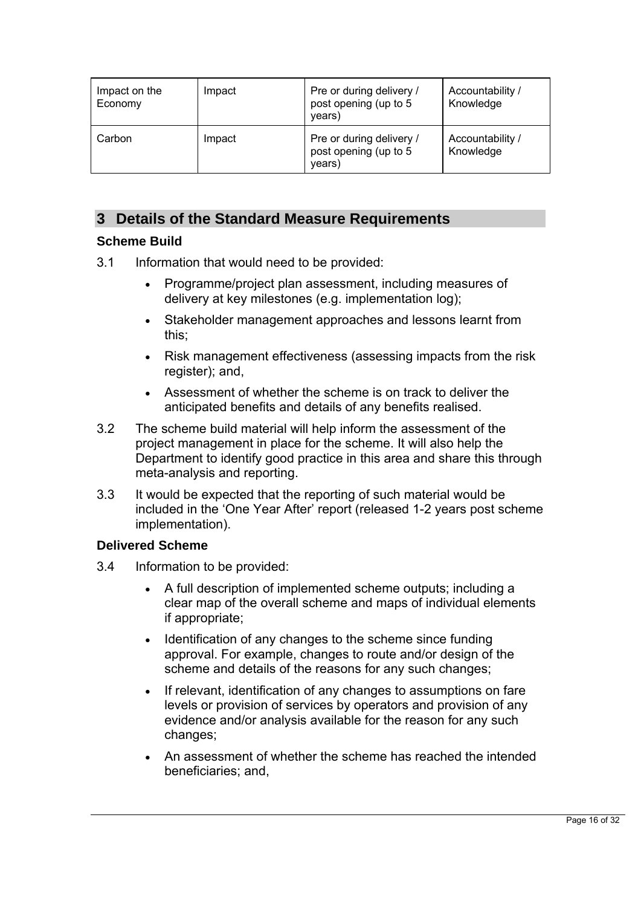| Impact on the Economy | Impact | Pre or during delivery / post opening (up to 5 years) | Accountability / Knowledge |
|---|---|---|---|
| Carbon | Impact | Pre or during delivery / post opening (up to 5 years) | Accountability / Knowledge |

## 3 Details of the Standard Measure Requirements

### Scheme Build

3.1 Information that would need to be provided:

- Programme/project plan assessment, including measures of delivery at key milestones (e.g. implementation log);
- Stakeholder management approaches and lessons learnt from this;
- Risk management effectiveness (assessing impacts from the risk register); and,
- Assessment of whether the scheme is on track to deliver the anticipated benefits and details of any benefits realised.

3.2 The scheme build material will help inform the assessment of the project management in place for the scheme. It will also help the Department to identify good practice in this area and share this through meta-analysis and reporting.

3.3 It would be expected that the reporting of such material would be included in the 'One Year After' report (released 1-2 years post scheme implementation).

### Delivered Scheme

3.4 Information to be provided:

- A full description of implemented scheme outputs; including a clear map of the overall scheme and maps of individual elements if appropriate;
- Identification of any changes to the scheme since funding approval. For example, changes to route and/or design of the scheme and details of the reasons for any such changes;
- If relevant, identification of any changes to assumptions on fare levels or provision of services by operators and provision of any evidence and/or analysis available for the reason for any such changes;
- An assessment of whether the scheme has reached the intended beneficiaries; and,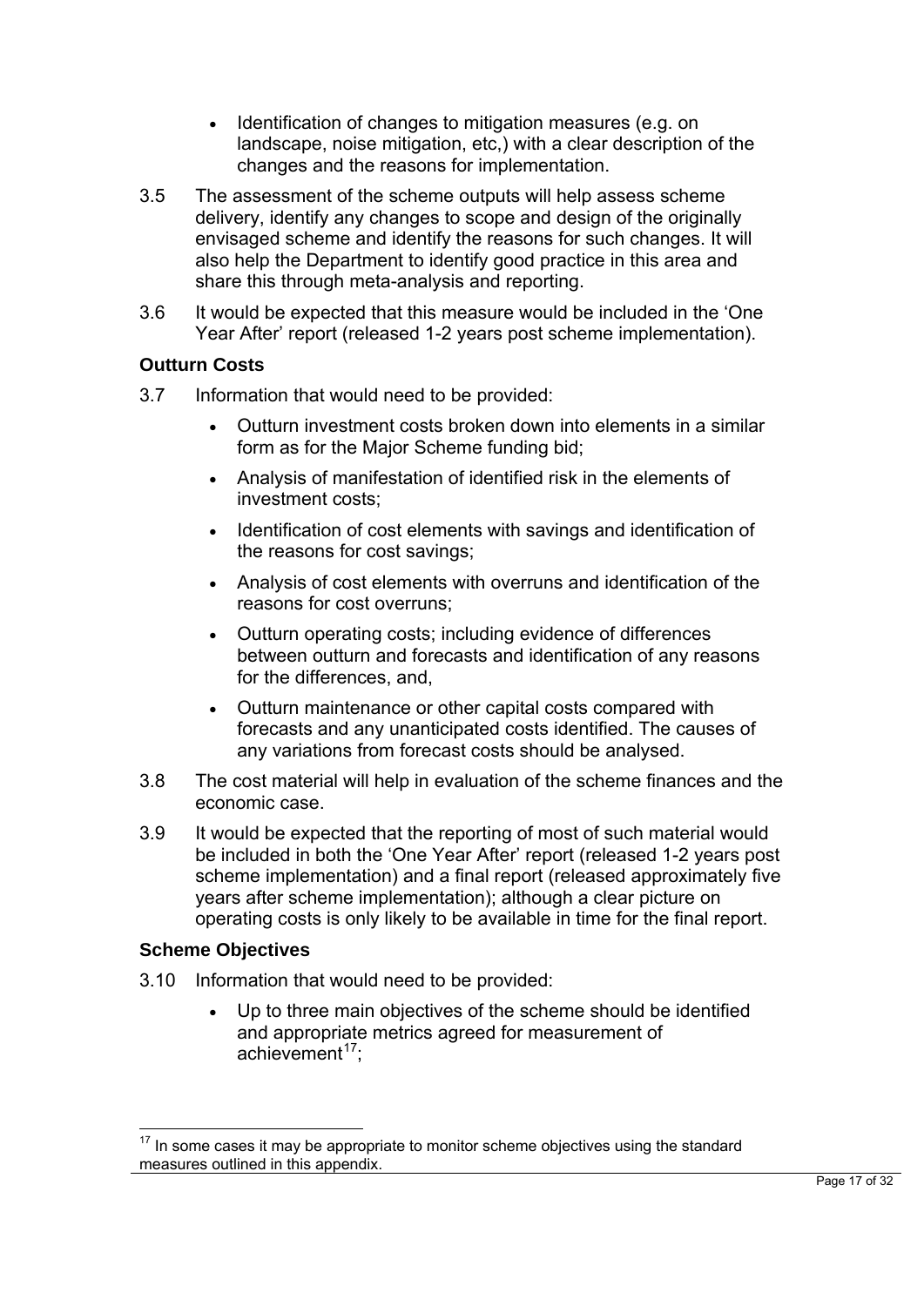- Identification of changes to mitigation measures (e.g. on landscape, noise mitigation, etc,) with a clear description of the changes and the reasons for implementation.

3.5 The assessment of the scheme outputs will help assess scheme delivery, identify any changes to scope and design of the originally envisaged scheme and identify the reasons for such changes. It will also help the Department to identify good practice in this area and share this through meta-analysis and reporting.

3.6 It would be expected that this measure would be included in the 'One Year After' report (released 1-2 years post scheme implementation).

### Outturn Costs

3.7 Information that would need to be provided:

- Outturn investment costs broken down into elements in a similar form as for the Major Scheme funding bid;
- Analysis of manifestation of identified risk in the elements of investment costs;
- Identification of cost elements with savings and identification of the reasons for cost savings;
- Analysis of cost elements with overruns and identification of the reasons for cost overruns;
- Outturn operating costs; including evidence of differences between outturn and forecasts and identification of any reasons for the differences, and,
- Outturn maintenance or other capital costs compared with forecasts and any unanticipated costs identified. The causes of any variations from forecast costs should be analysed.

3.8 The cost material will help in evaluation of the scheme finances and the economic case.

3.9 It would be expected that the reporting of most of such material would be included in both the 'One Year After' report (released 1-2 years post scheme implementation) and a final report (released approximately five years after scheme implementation); although a clear picture on operating costs is only likely to be available in time for the final report.

### Scheme Objectives

3.10 Information that would need to be provided:

- Up to three main objectives of the scheme should be identified and appropriate metrics agreed for measurement of achievement[17];

[17] In some cases it may be appropriate to monitor scheme objectives using the standard measures outlined in this appendix.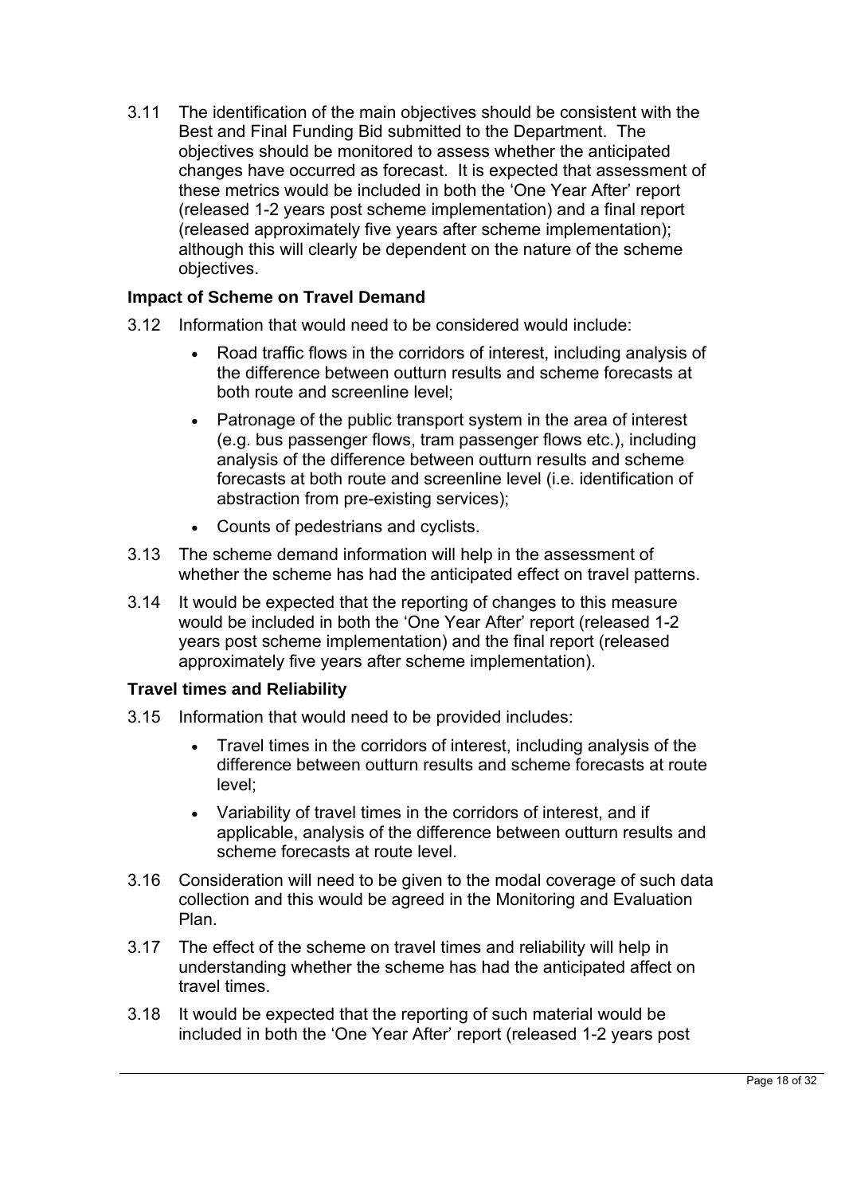3.11 The identification of the main objectives should be consistent with the Best and Final Funding Bid submitted to the Department. The objectives should be monitored to assess whether the anticipated changes have occurred as forecast. It is expected that assessment of these metrics would be included in both the 'One Year After' report (released 1-2 years post scheme implementation) and a final report (released approximately five years after scheme implementation); although this will clearly be dependent on the nature of the scheme objectives.

**Impact of Scheme on Travel Demand**

3.12 Information that would need to be considered would include:

- Road traffic flows in the corridors of interest, including analysis of the difference between outturn results and scheme forecasts at both route and screenline level;
- Patronage of the public transport system in the area of interest (e.g. bus passenger flows, tram passenger flows etc.), including analysis of the difference between outturn results and scheme forecasts at both route and screenline level (i.e. identification of abstraction from pre-existing services);
- Counts of pedestrians and cyclists.

3.13 The scheme demand information will help in the assessment of whether the scheme has had the anticipated effect on travel patterns.

3.14 It would be expected that the reporting of changes to this measure would be included in both the 'One Year After' report (released 1-2 years post scheme implementation) and the final report (released approximately five years after scheme implementation).

**Travel times and Reliability**

3.15 Information that would need to be provided includes:

- Travel times in the corridors of interest, including analysis of the difference between outturn results and scheme forecasts at route level;
- Variability of travel times in the corridors of interest, and if applicable, analysis of the difference between outturn results and scheme forecasts at route level.

3.16 Consideration will need to be given to the modal coverage of such data collection and this would be agreed in the Monitoring and Evaluation Plan.

3.17 The effect of the scheme on travel times and reliability will help in understanding whether the scheme has had the anticipated affect on travel times.

3.18 It would be expected that the reporting of such material would be included in both the 'One Year After' report (released 1-2 years post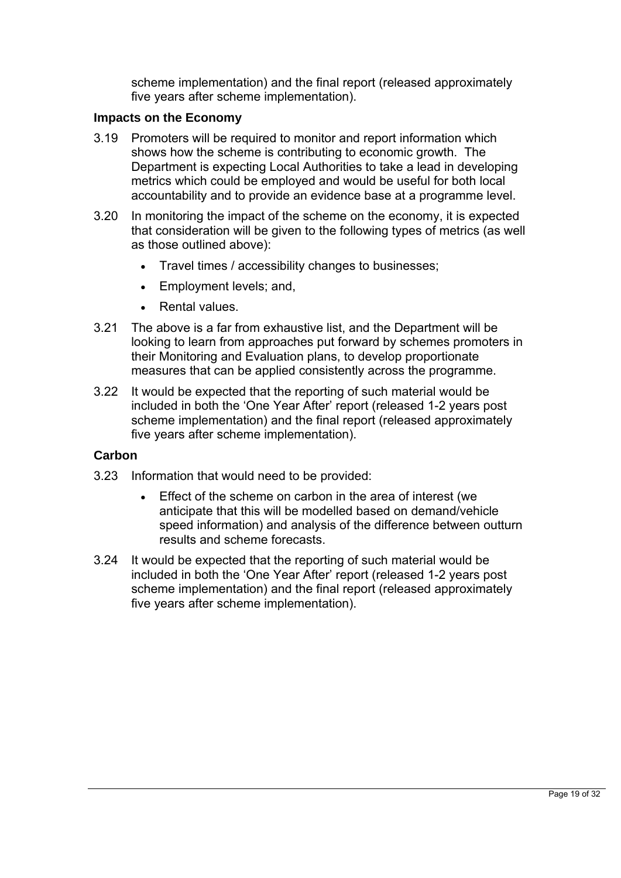scheme implementation) and the final report (released approximately five years after scheme implementation).

### Impacts on the Economy

3.19 Promoters will be required to monitor and report information which shows how the scheme is contributing to economic growth. The Department is expecting Local Authorities to take a lead in developing metrics which could be employed and would be useful for both local accountability and to provide an evidence base at a programme level.

3.20 In monitoring the impact of the scheme on the economy, it is expected that consideration will be given to the following types of metrics (as well as those outlined above):

- Travel times / accessibility changes to businesses;
- Employment levels; and,
- Rental values.

3.21 The above is a far from exhaustive list, and the Department will be looking to learn from approaches put forward by schemes promoters in their Monitoring and Evaluation plans, to develop proportionate measures that can be applied consistently across the programme.

3.22 It would be expected that the reporting of such material would be included in both the 'One Year After' report (released 1-2 years post scheme implementation) and the final report (released approximately five years after scheme implementation).

### Carbon

3.23 Information that would need to be provided:

- Effect of the scheme on carbon in the area of interest (we anticipate that this will be modelled based on demand/vehicle speed information) and analysis of the difference between outturn results and scheme forecasts.

3.24 It would be expected that the reporting of such material would be included in both the 'One Year After' report (released 1-2 years post scheme implementation) and the final report (released approximately five years after scheme implementation).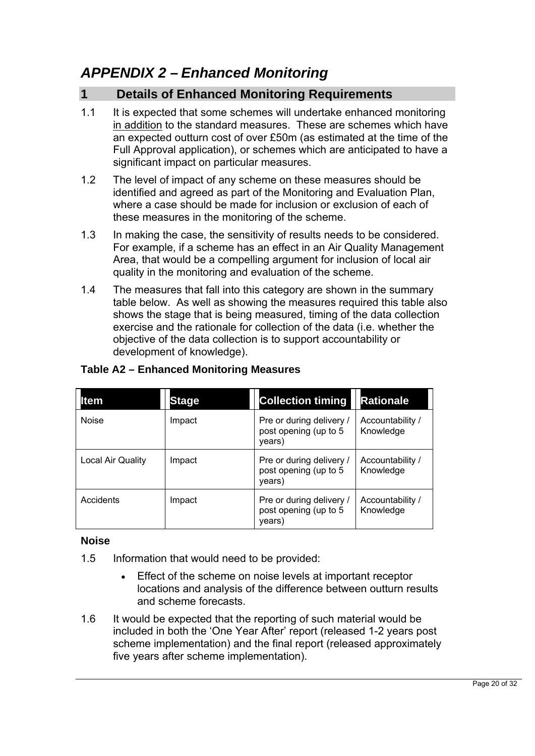# *APPENDIX 2 – Enhanced Monitoring*

## 1 Details of Enhanced Monitoring Requirements

1.1 It is expected that some schemes will undertake enhanced monitoring in addition to the standard measures. These are schemes which have an expected outturn cost of over £50m (as estimated at the time of the Full Approval application), or schemes which are anticipated to have a significant impact on particular measures.

1.2 The level of impact of any scheme on these measures should be identified and agreed as part of the Monitoring and Evaluation Plan, where a case should be made for inclusion or exclusion of each of these measures in the monitoring of the scheme.

1.3 In making the case, the sensitivity of results needs to be considered. For example, if a scheme has an effect in an Air Quality Management Area, that would be a compelling argument for inclusion of local air quality in the monitoring and evaluation of the scheme.

1.4 The measures that fall into this category are shown in the summary table below. As well as showing the measures required this table also shows the stage that is being measured, timing of the data collection exercise and the rationale for collection of the data (i.e. whether the objective of the data collection is to support accountability or development of knowledge).

**Table A2 – Enhanced Monitoring Measures**

| Item | Stage | Collection timing | Rationale |
|---|---|---|---|
| Noise | Impact | Pre or during delivery / post opening (up to 5 years) | Accountability / Knowledge |
| Local Air Quality | Impact | Pre or during delivery / post opening (up to 5 years) | Accountability / Knowledge |
| Accidents | Impact | Pre or during delivery / post opening (up to 5 years) | Accountability / Knowledge |

**Noise**

1.5 Information that would need to be provided:

- Effect of the scheme on noise levels at important receptor locations and analysis of the difference between outturn results and scheme forecasts.

1.6 It would be expected that the reporting of such material would be included in both the 'One Year After' report (released 1-2 years post scheme implementation) and the final report (released approximately five years after scheme implementation).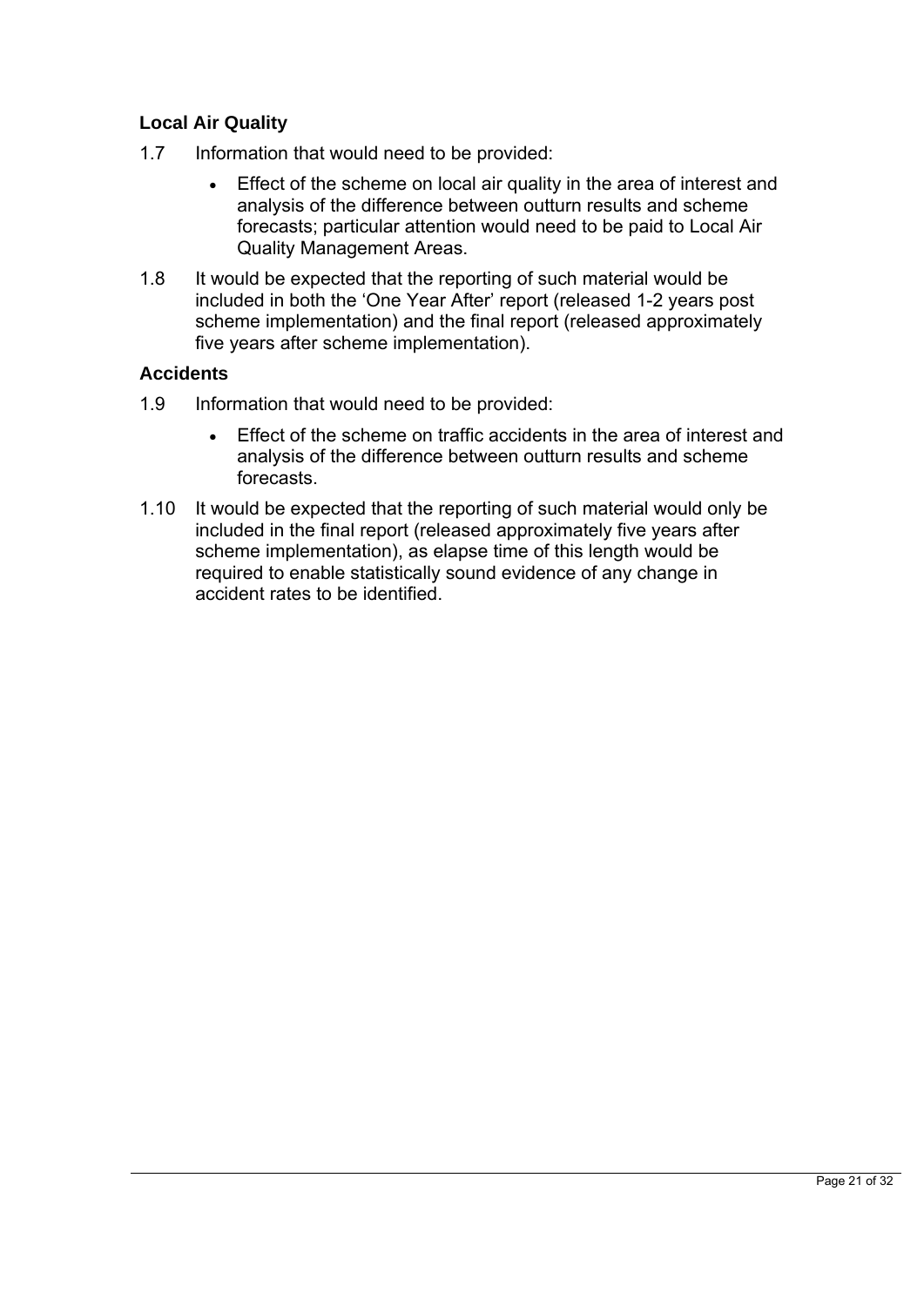### Local Air Quality

1.7 Information that would need to be provided:

- Effect of the scheme on local air quality in the area of interest and analysis of the difference between outturn results and scheme forecasts; particular attention would need to be paid to Local Air Quality Management Areas.

1.8 It would be expected that the reporting of such material would be included in both the 'One Year After' report (released 1-2 years post scheme implementation) and the final report (released approximately five years after scheme implementation).

### Accidents

1.9 Information that would need to be provided:

- Effect of the scheme on traffic accidents in the area of interest and analysis of the difference between outturn results and scheme forecasts.

1.10 It would be expected that the reporting of such material would only be included in the final report (released approximately five years after scheme implementation), as elapse time of this length would be required to enable statistically sound evidence of any change in accident rates to be identified.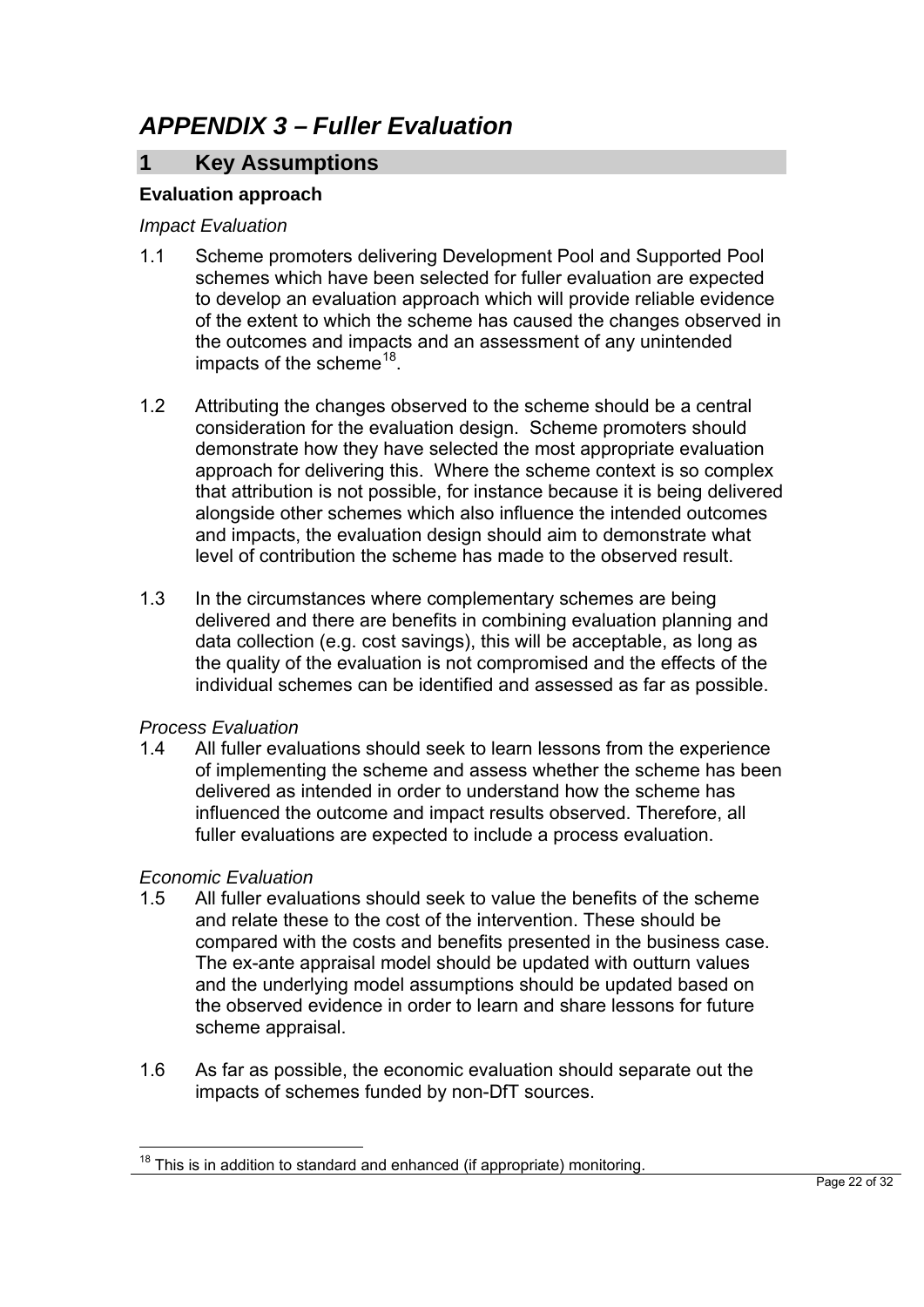# *APPENDIX 3 – Fuller Evaluation*

## 1 Key Assumptions

### Evaluation approach

*Impact Evaluation*

1.1 Scheme promoters delivering Development Pool and Supported Pool schemes which have been selected for fuller evaluation are expected to develop an evaluation approach which will provide reliable evidence of the extent to which the scheme has caused the changes observed in the outcomes and impacts and an assessment of any unintended impacts of the scheme[18].

1.2 Attributing the changes observed to the scheme should be a central consideration for the evaluation design. Scheme promoters should demonstrate how they have selected the most appropriate evaluation approach for delivering this. Where the scheme context is so complex that attribution is not possible, for instance because it is being delivered alongside other schemes which also influence the intended outcomes and impacts, the evaluation design should aim to demonstrate what level of contribution the scheme has made to the observed result.

1.3 In the circumstances where complementary schemes are being delivered and there are benefits in combining evaluation planning and data collection (e.g. cost savings), this will be acceptable, as long as the quality of the evaluation is not compromised and the effects of the individual schemes can be identified and assessed as far as possible.

*Process Evaluation*

1.4 All fuller evaluations should seek to learn lessons from the experience of implementing the scheme and assess whether the scheme has been delivered as intended in order to understand how the scheme has influenced the outcome and impact results observed. Therefore, all fuller evaluations are expected to include a process evaluation.

*Economic Evaluation*

1.5 All fuller evaluations should seek to value the benefits of the scheme and relate these to the cost of the intervention. These should be compared with the costs and benefits presented in the business case. The ex-ante appraisal model should be updated with outturn values and the underlying model assumptions should be updated based on the observed evidence in order to learn and share lessons for future scheme appraisal.

1.6 As far as possible, the economic evaluation should separate out the impacts of schemes funded by non-DfT sources.

---

[18] This is in addition to standard and enhanced (if appropriate) monitoring.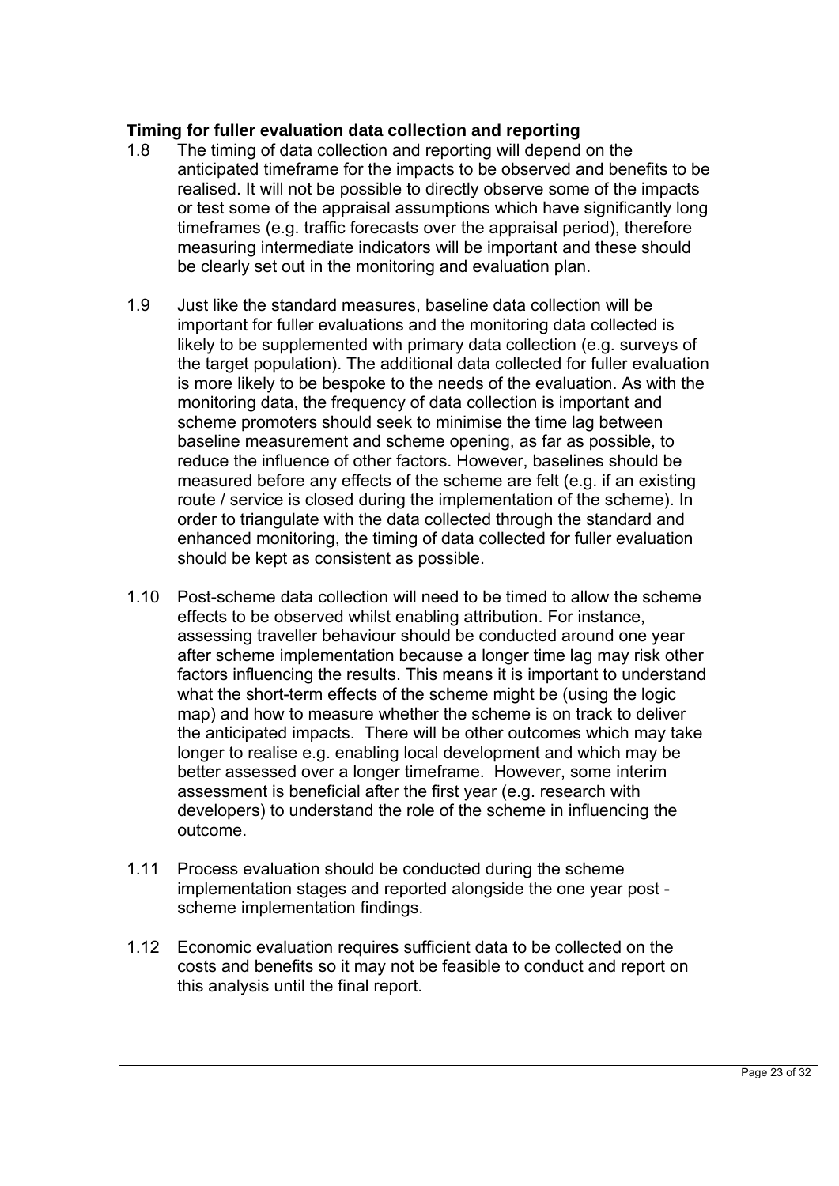**Timing for fuller evaluation data collection and reporting**

1.8 The timing of data collection and reporting will depend on the anticipated timeframe for the impacts to be observed and benefits to be realised. It will not be possible to directly observe some of the impacts or test some of the appraisal assumptions which have significantly long timeframes (e.g. traffic forecasts over the appraisal period), therefore measuring intermediate indicators will be important and these should be clearly set out in the monitoring and evaluation plan.

1.9 Just like the standard measures, baseline data collection will be important for fuller evaluations and the monitoring data collected is likely to be supplemented with primary data collection (e.g. surveys of the target population). The additional data collected for fuller evaluation is more likely to be bespoke to the needs of the evaluation. As with the monitoring data, the frequency of data collection is important and scheme promoters should seek to minimise the time lag between baseline measurement and scheme opening, as far as possible, to reduce the influence of other factors. However, baselines should be measured before any effects of the scheme are felt (e.g. if an existing route / service is closed during the implementation of the scheme). In order to triangulate with the data collected through the standard and enhanced monitoring, the timing of data collected for fuller evaluation should be kept as consistent as possible.

1.10 Post-scheme data collection will need to be timed to allow the scheme effects to be observed whilst enabling attribution. For instance, assessing traveller behaviour should be conducted around one year after scheme implementation because a longer time lag may risk other factors influencing the results. This means it is important to understand what the short-term effects of the scheme might be (using the logic map) and how to measure whether the scheme is on track to deliver the anticipated impacts. There will be other outcomes which may take longer to realise e.g. enabling local development and which may be better assessed over a longer timeframe. However, some interim assessment is beneficial after the first year (e.g. research with developers) to understand the role of the scheme in influencing the outcome.

1.11 Process evaluation should be conducted during the scheme implementation stages and reported alongside the one year post - scheme implementation findings.

1.12 Economic evaluation requires sufficient data to be collected on the costs and benefits so it may not be feasible to conduct and report on this analysis until the final report.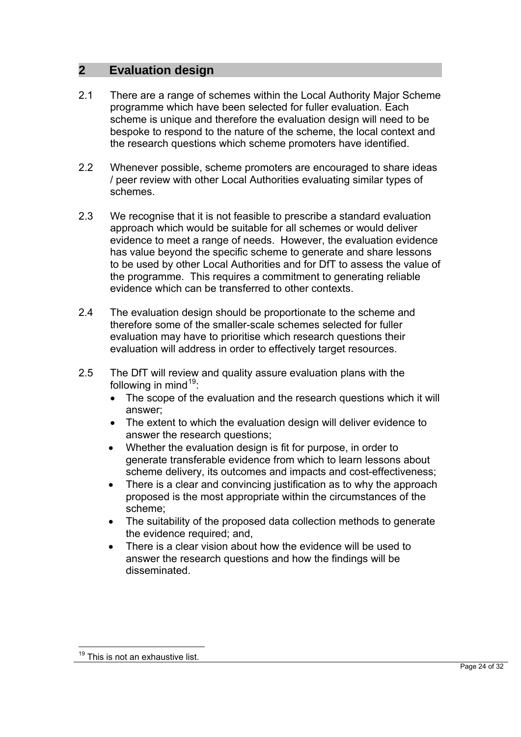## 2 Evaluation design

2.1 There are a range of schemes within the Local Authority Major Scheme programme which have been selected for fuller evaluation. Each scheme is unique and therefore the evaluation design will need to be bespoke to respond to the nature of the scheme, the local context and the research questions which scheme promoters have identified.

2.2 Whenever possible, scheme promoters are encouraged to share ideas / peer review with other Local Authorities evaluating similar types of schemes.

2.3 We recognise that it is not feasible to prescribe a standard evaluation approach which would be suitable for all schemes or would deliver evidence to meet a range of needs. However, the evaluation evidence has value beyond the specific scheme to generate and share lessons to be used by other Local Authorities and for DfT to assess the value of the programme. This requires a commitment to generating reliable evidence which can be transferred to other contexts.

2.4 The evaluation design should be proportionate to the scheme and therefore some of the smaller-scale schemes selected for fuller evaluation may have to prioritise which research questions their evaluation will address in order to effectively target resources.

2.5 The DfT will review and quality assure evaluation plans with the following in mind[19]:

- The scope of the evaluation and the research questions which it will answer;
- The extent to which the evaluation design will deliver evidence to answer the research questions;
- Whether the evaluation design is fit for purpose, in order to generate transferable evidence from which to learn lessons about scheme delivery, its outcomes and impacts and cost-effectiveness;
- There is a clear and convincing justification as to why the approach proposed is the most appropriate within the circumstances of the scheme;
- The suitability of the proposed data collection methods to generate the evidence required; and,
- There is a clear vision about how the evidence will be used to answer the research questions and how the findings will be disseminated.

[19] This is not an exhaustive list.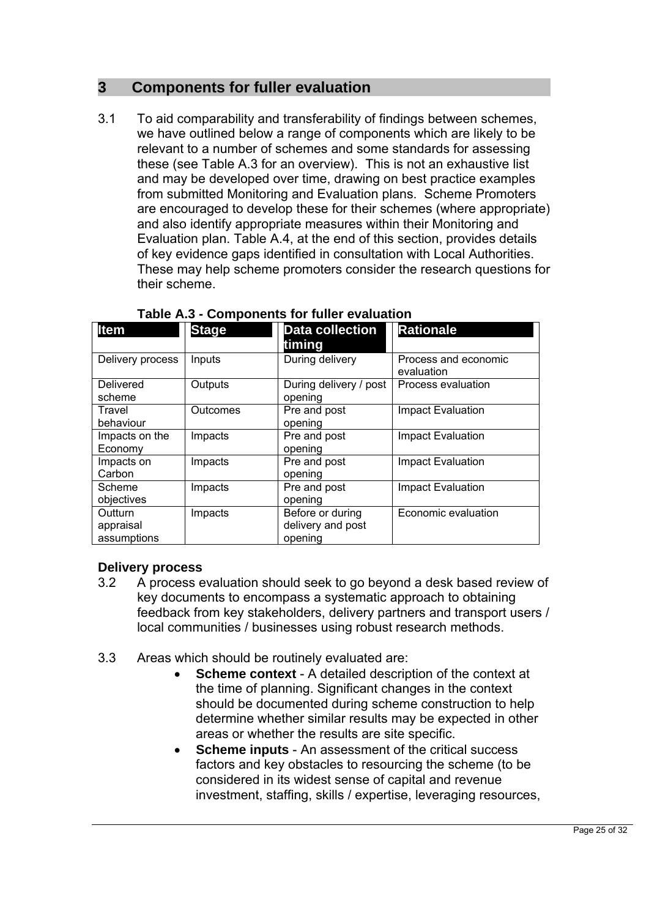## 3 Components for fuller evaluation

3.1 To aid comparability and transferability of findings between schemes, we have outlined below a range of components which are likely to be relevant to a number of schemes and some standards for assessing these (see Table A.3 for an overview). This is not an exhaustive list and may be developed over time, drawing on best practice examples from submitted Monitoring and Evaluation plans. Scheme Promoters are encouraged to develop these for their schemes (where appropriate) and also identify appropriate measures within their Monitoring and Evaluation plan. Table A.4, at the end of this section, provides details of key evidence gaps identified in consultation with Local Authorities. These may help scheme promoters consider the research questions for their scheme.

**Table A.3 - Components for fuller evaluation**

| Item | Stage | Data collection timing | Rationale |
|---|---|---|---|
| Delivery process | Inputs | During delivery | Process and economic evaluation |
| Delivered scheme | Outputs | During delivery / post opening | Process evaluation |
| Travel behaviour | Outcomes | Pre and post opening | Impact Evaluation |
| Impacts on the Economy | Impacts | Pre and post opening | Impact Evaluation |
| Impacts on Carbon | Impacts | Pre and post opening | Impact Evaluation |
| Scheme objectives | Impacts | Pre and post opening | Impact Evaluation |
| Outturn appraisal assumptions | Impacts | Before or during delivery and post opening | Economic evaluation |

**Delivery process**

3.2 A process evaluation should seek to go beyond a desk based review of key documents to encompass a systematic approach to obtaining feedback from key stakeholders, delivery partners and transport users / local communities / businesses using robust research methods.

3.3 Areas which should be routinely evaluated are:

- **Scheme context** - A detailed description of the context at the time of planning. Significant changes in the context should be documented during scheme construction to help determine whether similar results may be expected in other areas or whether the results are site specific.
- **Scheme inputs** - An assessment of the critical success factors and key obstacles to resourcing the scheme (to be considered in its widest sense of capital and revenue investment, staffing, skills / expertise, leveraging resources,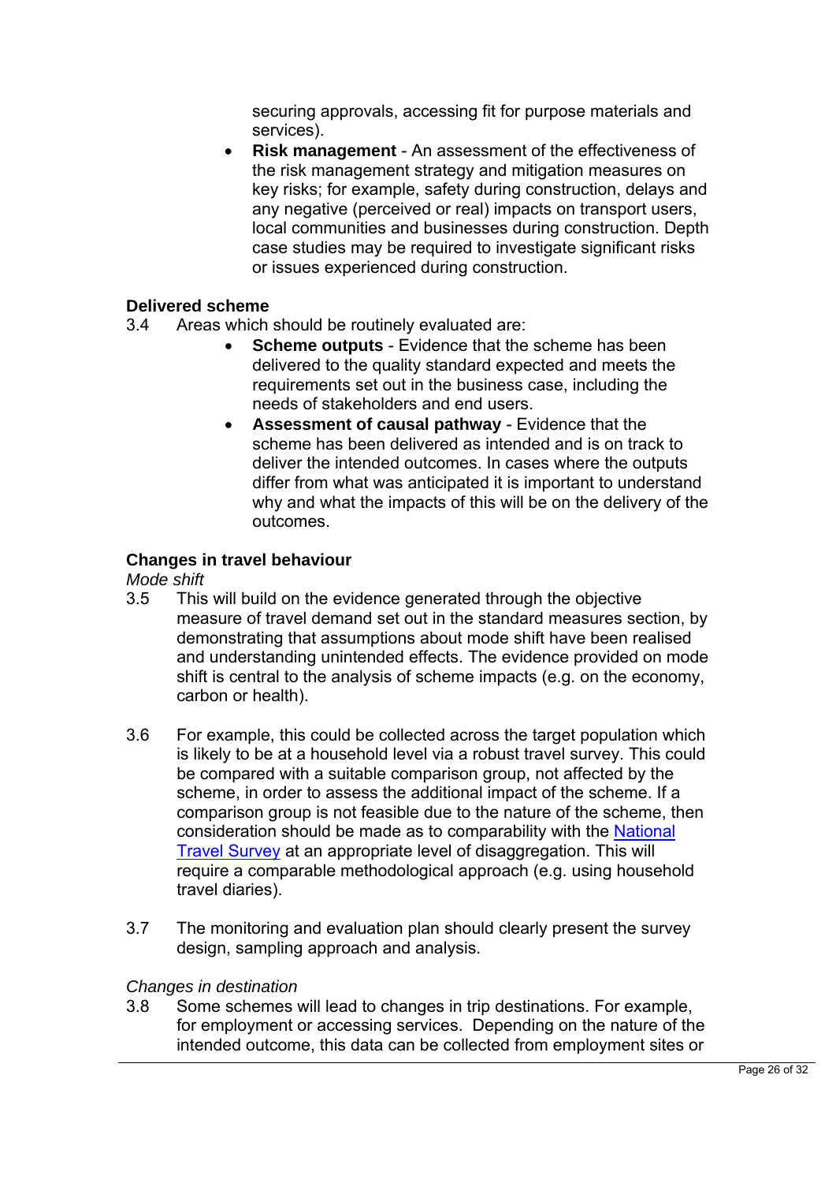securing approvals, accessing fit for purpose materials and services).

- **Risk management** - An assessment of the effectiveness of the risk management strategy and mitigation measures on key risks; for example, safety during construction, delays and any negative (perceived or real) impacts on transport users, local communities and businesses during construction. Depth case studies may be required to investigate significant risks or issues experienced during construction.

**Delivered scheme**

3.4 Areas which should be routinely evaluated are:

- **Scheme outputs** - Evidence that the scheme has been delivered to the quality standard expected and meets the requirements set out in the business case, including the needs of stakeholders and end users.
- **Assessment of causal pathway** - Evidence that the scheme has been delivered as intended and is on track to deliver the intended outcomes. In cases where the outputs differ from what was anticipated it is important to understand why and what the impacts of this will be on the delivery of the outcomes.

**Changes in travel behaviour**

*Mode shift*

3.5 This will build on the evidence generated through the objective measure of travel demand set out in the standard measures section, by demonstrating that assumptions about mode shift have been realised and understanding unintended effects. The evidence provided on mode shift is central to the analysis of scheme impacts (e.g. on the economy, carbon or health).

3.6 For example, this could be collected across the target population which is likely to be at a household level via a robust travel survey. This could be compared with a suitable comparison group, not affected by the scheme, in order to assess the additional impact of the scheme. If a comparison group is not feasible due to the nature of the scheme, then consideration should be made as to comparability with the National Travel Survey at an appropriate level of disaggregation. This will require a comparable methodological approach (e.g. using household travel diaries).

3.7 The monitoring and evaluation plan should clearly present the survey design, sampling approach and analysis.

*Changes in destination*

3.8 Some schemes will lead to changes in trip destinations. For example, for employment or accessing services. Depending on the nature of the intended outcome, this data can be collected from employment sites or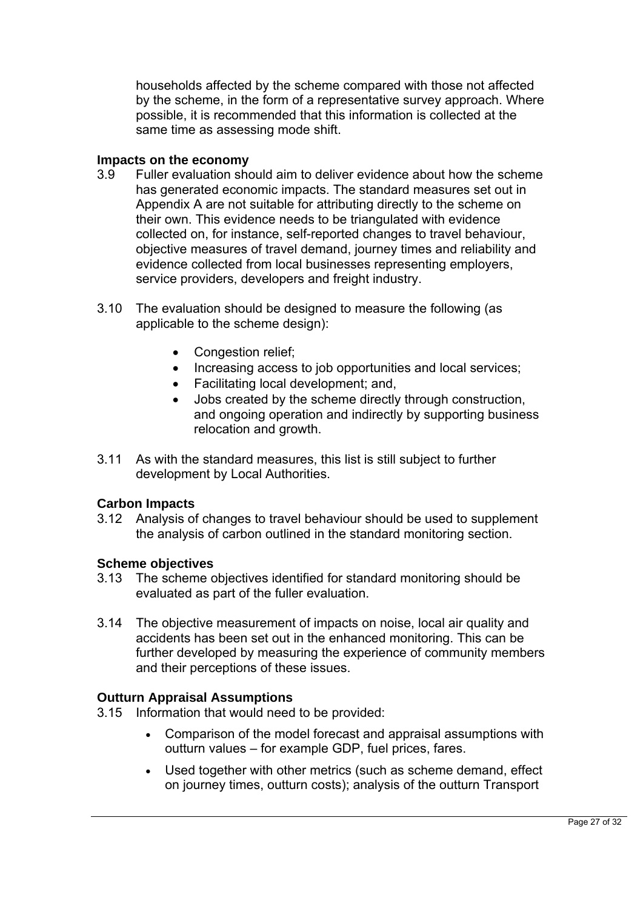households affected by the scheme compared with those not affected by the scheme, in the form of a representative survey approach. Where possible, it is recommended that this information is collected at the same time as assessing mode shift.

### Impacts on the economy

3.9 Fuller evaluation should aim to deliver evidence about how the scheme has generated economic impacts. The standard measures set out in Appendix A are not suitable for attributing directly to the scheme on their own. This evidence needs to be triangulated with evidence collected on, for instance, self-reported changes to travel behaviour, objective measures of travel demand, journey times and reliability and evidence collected from local businesses representing employers, service providers, developers and freight industry.

3.10 The evaluation should be designed to measure the following (as applicable to the scheme design):

- Congestion relief;
- Increasing access to job opportunities and local services;
- Facilitating local development; and,
- Jobs created by the scheme directly through construction, and ongoing operation and indirectly by supporting business relocation and growth.

3.11 As with the standard measures, this list is still subject to further development by Local Authorities.

### Carbon Impacts

3.12 Analysis of changes to travel behaviour should be used to supplement the analysis of carbon outlined in the standard monitoring section.

### Scheme objectives

3.13 The scheme objectives identified for standard monitoring should be evaluated as part of the fuller evaluation.

3.14 The objective measurement of impacts on noise, local air quality and accidents has been set out in the enhanced monitoring. This can be further developed by measuring the experience of community members and their perceptions of these issues.

### Outturn Appraisal Assumptions

3.15 Information that would need to be provided:

- Comparison of the model forecast and appraisal assumptions with outturn values – for example GDP, fuel prices, fares.
- Used together with other metrics (such as scheme demand, effect on journey times, outturn costs); analysis of the outturn Transport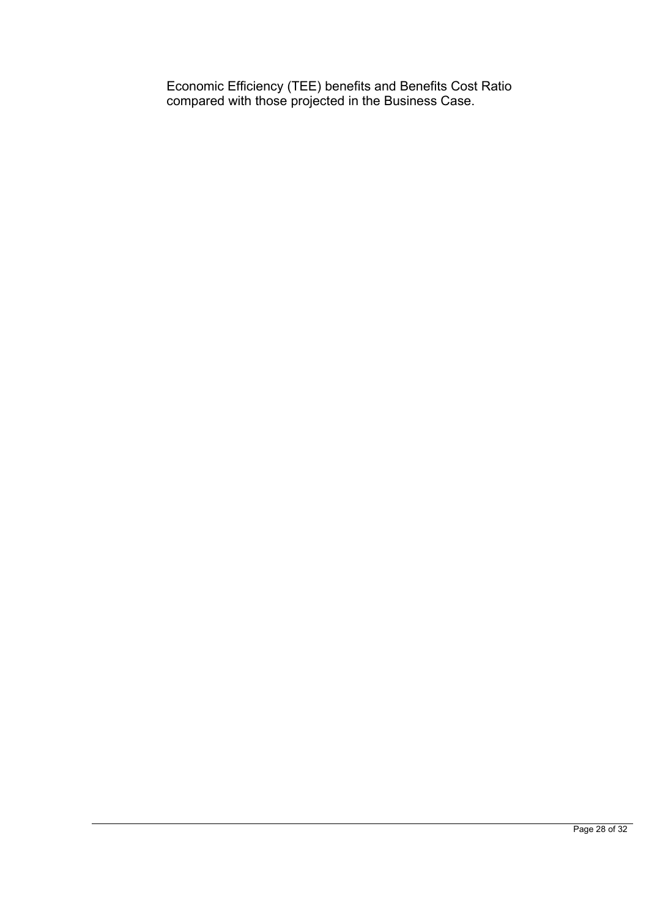Economic Efficiency (TEE) benefits and Benefits Cost Ratio compared with those projected in the Business Case.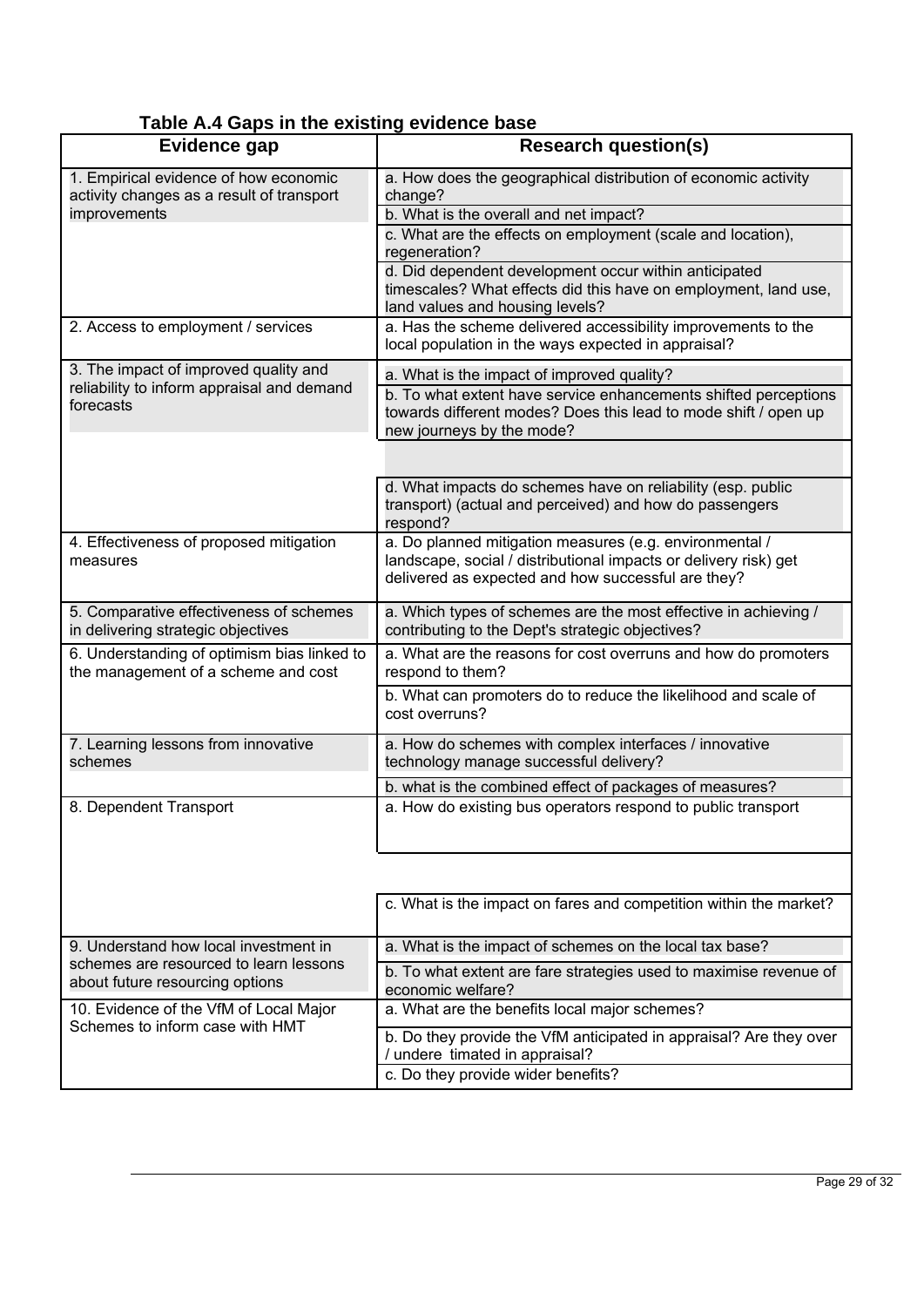**Table A.4 Gaps in the existing evidence base**

| Evidence gap | Research question(s) |
|---|---|
| 1. Empirical evidence of how economic activity changes as a result of transport improvements | a. How does the geographical distribution of economic activity change? |
| | b. What is the overall and net impact? |
| | c. What are the effects on employment (scale and location), regeneration? |
| | d. Did dependent development occur within anticipated timescales? What effects did this have on employment, land use, land values and housing levels? |
| 2. Access to employment / services | a. Has the scheme delivered accessibility improvements to the local population in the ways expected in appraisal? |
| 3. The impact of improved quality and reliability to inform appraisal and demand forecasts | a. What is the impact of improved quality? |
| | b. To what extent have service enhancements shifted perceptions towards different modes? Does this lead to mode shift / open up new journeys by the mode? |
| | |
| | d. What impacts do schemes have on reliability (esp. public transport) (actual and perceived) and how do passengers respond? |
| 4. Effectiveness of proposed mitigation measures | a. Do planned mitigation measures (e.g. environmental / landscape, social / distributional impacts or delivery risk) get delivered as expected and how successful are they? |
| 5. Comparative effectiveness of schemes in delivering strategic objectives | a. Which types of schemes are the most effective in achieving / contributing to the Dept's strategic objectives? |
| 6. Understanding of optimism bias linked to the management of a scheme and cost | a. What are the reasons for cost overruns and how do promoters respond to them? |
| | b. What can promoters do to reduce the likelihood and scale of cost overruns? |
| 7. Learning lessons from innovative schemes | a. How do schemes with complex interfaces / innovative technology manage successful delivery? |
| | b. what is the combined effect of packages of measures? |
| 8. Dependent Transport | a. How do existing bus operators respond to public transport |
| | |
| | c. What is the impact on fares and competition within the market? |
| 9. Understand how local investment in schemes are resourced to learn lessons about future resourcing options | a. What is the impact of schemes on the local tax base? |
| | b. To what extent are fare strategies used to maximise revenue of economic welfare? |
| 10. Evidence of the VfM of Local Major Schemes to inform case with HMT | a. What are the benefits local major schemes? |
| | b. Do they provide the VfM anticipated in appraisal? Are they over / undere timated in appraisal? |
| | c. Do they provide wider benefits? |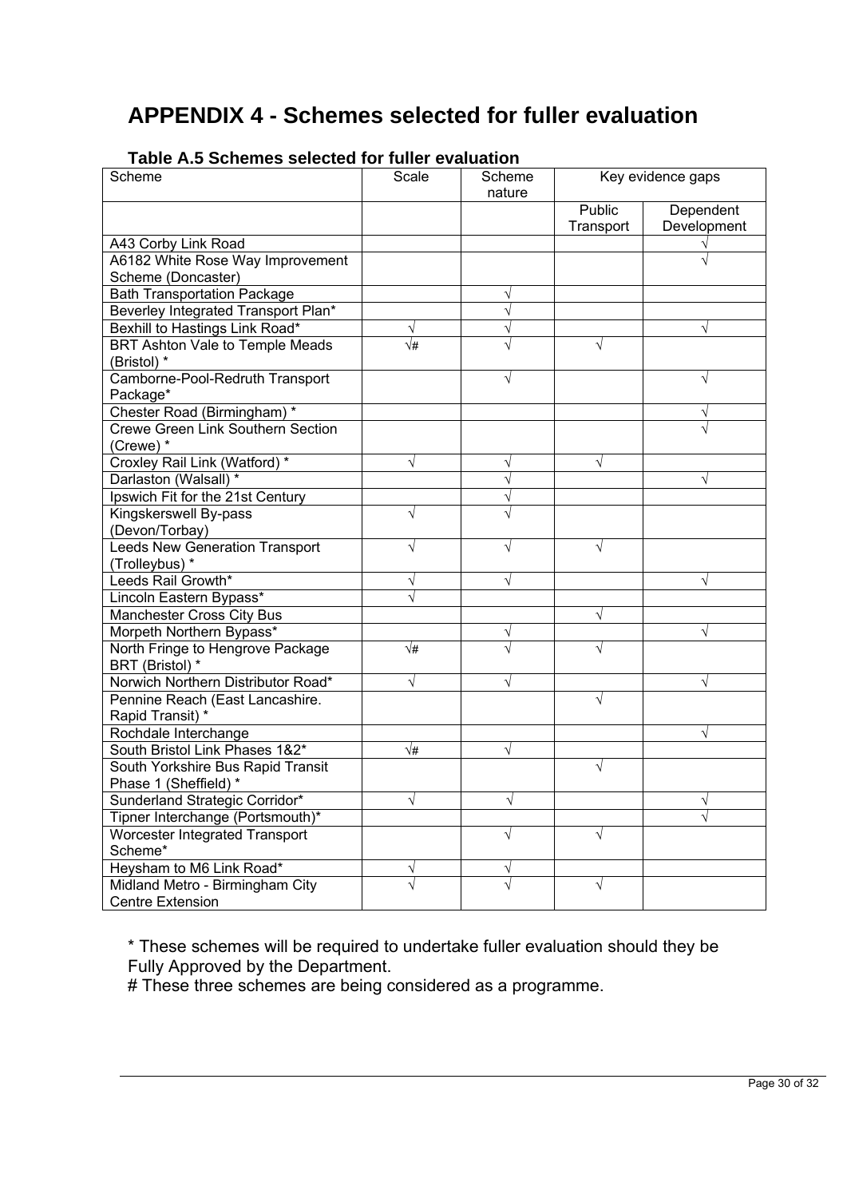# APPENDIX 4 - Schemes selected for fuller evaluation

**Table A.5 Schemes selected for fuller evaluation**

| Scheme | Scale | Scheme nature | Key evidence gaps | |
|---|---|---|---|---|
| | | | Public Transport | Dependent Development |
| A43 Corby Link Road | | | | √ |
| A6182 White Rose Way Improvement Scheme (Doncaster) | | | | √ |
| Bath Transportation Package | | √ | | |
| Beverley Integrated Transport Plan* | | √ | | |
| Bexhill to Hastings Link Road* | √ | √ | | √ |
| BRT Ashton Vale to Temple Meads (Bristol) * | √# | √ | √ | |
| Camborne-Pool-Redruth Transport Package* | | √ | | √ |
| Chester Road (Birmingham) * | | | | √ |
| Crewe Green Link Southern Section (Crewe) * | | | | √ |
| Croxley Rail Link (Watford) * | √ | √ | √ | |
| Darlaston (Walsall) * | | √ | | √ |
| Ipswich Fit for the 21st Century | | √ | | |
| Kingskerswell By-pass (Devon/Torbay) | √ | √ | | |
| Leeds New Generation Transport (Trolleybus) * | √ | √ | √ | |
| Leeds Rail Growth* | √ | √ | | √ |
| Lincoln Eastern Bypass* | √ | | | |
| Manchester Cross City Bus | | | √ | |
| Morpeth Northern Bypass* | | √ | | √ |
| North Fringe to Hengrove Package BRT (Bristol) * | √# | √ | √ | |
| Norwich Northern Distributor Road* | √ | √ | | √ |
| Pennine Reach (East Lancashire. Rapid Transit) * | | | √ | |
| Rochdale Interchange | | | | √ |
| South Bristol Link Phases 1&2* | √# | √ | | |
| South Yorkshire Bus Rapid Transit Phase 1 (Sheffield) * | | | √ | |
| Sunderland Strategic Corridor* | √ | √ | | √ |
| Tipner Interchange (Portsmouth)* | | | | √ |
| Worcester Integrated Transport Scheme* | | √ | √ | |
| Heysham to M6 Link Road* | √ | √ | | |
| Midland Metro - Birmingham City Centre Extension | √ | √ | √ | |

* These schemes will be required to undertake fuller evaluation should they be Fully Approved by the Department.

# These three schemes are being considered as a programme.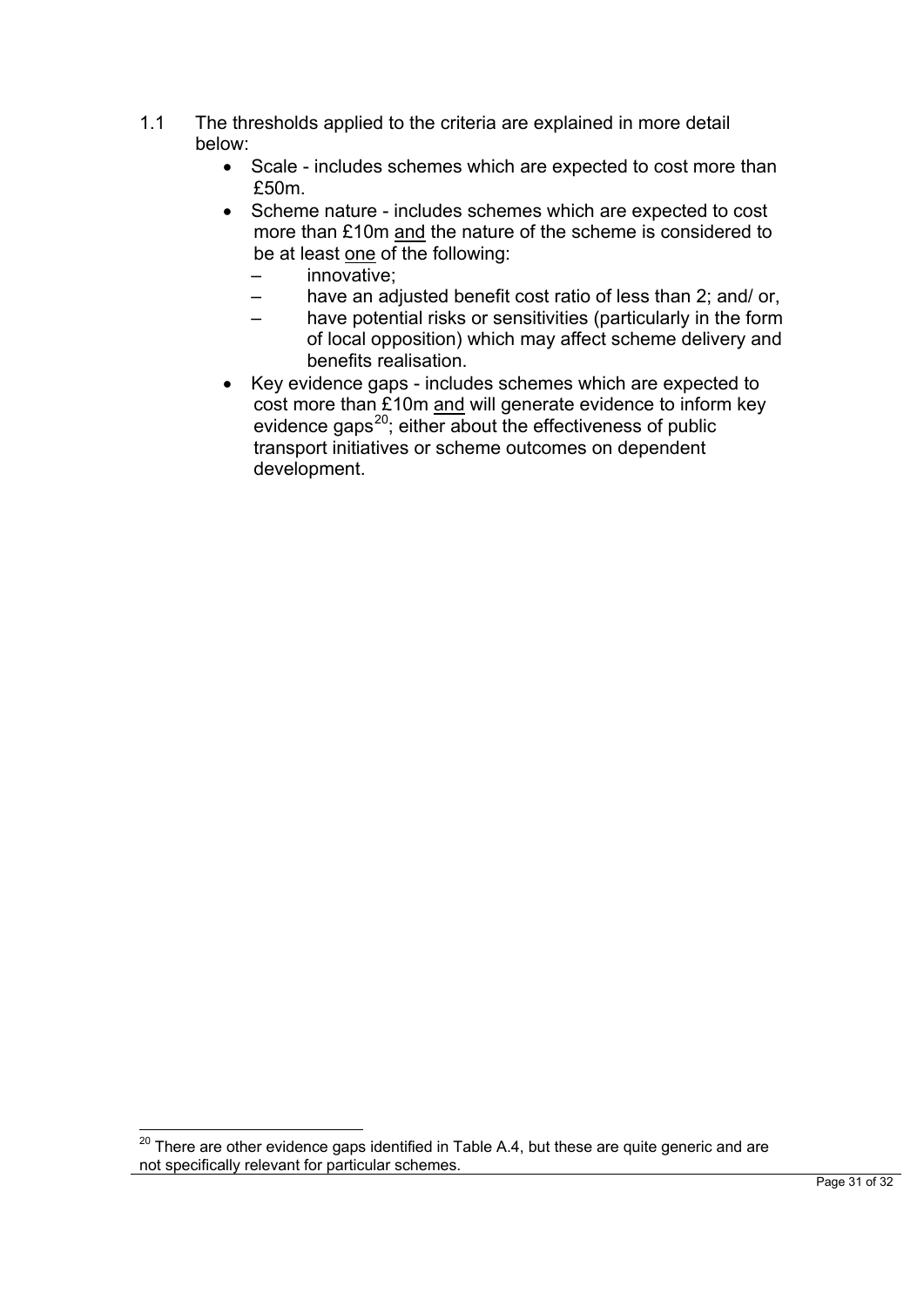1.1 The thresholds applied to the criteria are explained in more detail below:

- Scale - includes schemes which are expected to cost more than £50m.
- Scheme nature - includes schemes which are expected to cost more than £10m and the nature of the scheme is considered to be at least one of the following:
  - innovative;
  - have an adjusted benefit cost ratio of less than 2; and/ or,
  - have potential risks or sensitivities (particularly in the form of local opposition) which may affect scheme delivery and benefits realisation.
- Key evidence gaps - includes schemes which are expected to cost more than £10m and will generate evidence to inform key evidence gaps[20]; either about the effectiveness of public transport initiatives or scheme outcomes on dependent development.

[20] There are other evidence gaps identified in Table A.4, but these are quite generic and are not specifically relevant for particular schemes.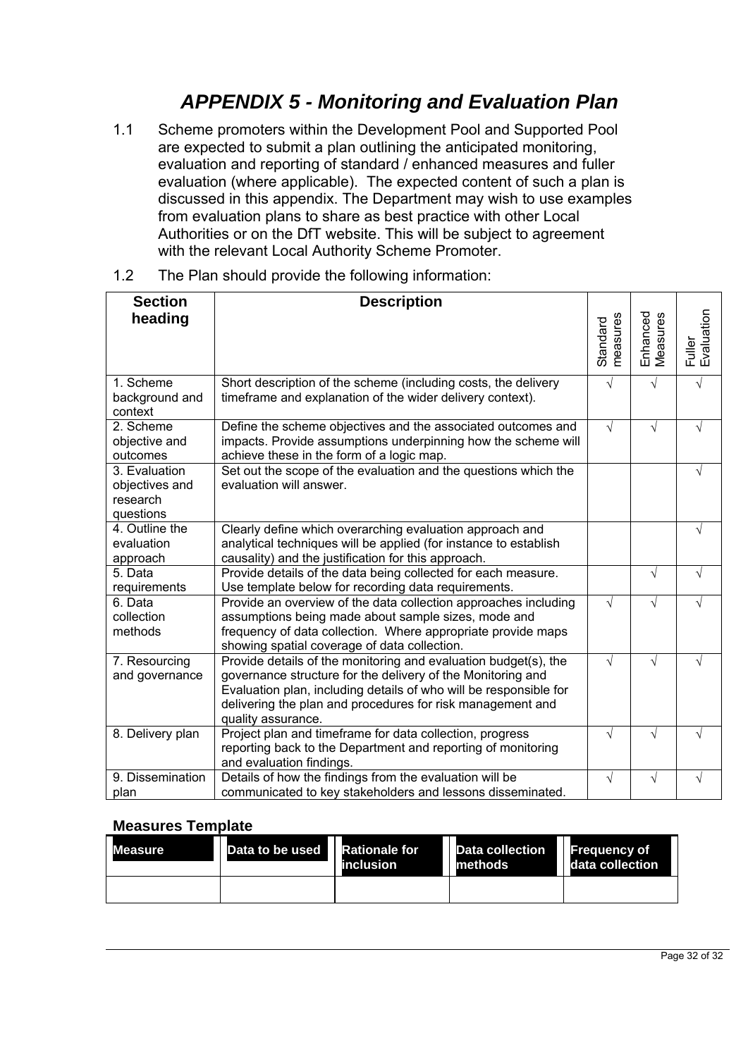# *APPENDIX 5 - Monitoring and Evaluation Plan*

1.1 Scheme promoters within the Development Pool and Supported Pool are expected to submit a plan outlining the anticipated monitoring, evaluation and reporting of standard / enhanced measures and fuller evaluation (where applicable). The expected content of such a plan is discussed in this appendix. The Department may wish to use examples from evaluation plans to share as best practice with other Local Authorities or on the DfT website. This will be subject to agreement with the relevant Local Authority Scheme Promoter.

1.2 The Plan should provide the following information:

| Section heading | Description | Standard measures | Enhanced Measures | Fuller Evaluation |
|---|---|---|---|---|
| 1. Scheme background and context | Short description of the scheme (including costs, the delivery timeframe and explanation of the wider delivery context). | √ | √ | √ |
| 2. Scheme objective and outcomes | Define the scheme objectives and the associated outcomes and impacts. Provide assumptions underpinning how the scheme will achieve these in the form of a logic map. | √ | √ | √ |
| 3. Evaluation objectives and research questions | Set out the scope of the evaluation and the questions which the evaluation will answer. | | | √ |
| 4. Outline the evaluation approach | Clearly define which overarching evaluation approach and analytical techniques will be applied (for instance to establish causality) and the justification for this approach. | | | √ |
| 5. Data requirements | Provide details of the data being collected for each measure. Use template below for recording data requirements. | | √ | √ |
| 6. Data collection methods | Provide an overview of the data collection approaches including assumptions being made about sample sizes, mode and frequency of data collection. Where appropriate provide maps showing spatial coverage of data collection. | √ | √ | √ |
| 7. Resourcing and governance | Provide details of the monitoring and evaluation budget(s), the governance structure for the delivery of the Monitoring and Evaluation plan, including details of who will be responsible for delivering the plan and procedures for risk management and quality assurance. | √ | √ | √ |
| 8. Delivery plan | Project plan and timeframe for data collection, progress reporting back to the Department and reporting of monitoring and evaluation findings. | √ | √ | √ |
| 9. Dissemination plan | Details of how the findings from the evaluation will be communicated to key stakeholders and lessons disseminated. | √ | √ | √ |

### Measures Template

| Measure | Data to be used | Rationale for inclusion | Data collection methods | Frequency of data collection |
|---|---|---|---|---|
| | | | | |